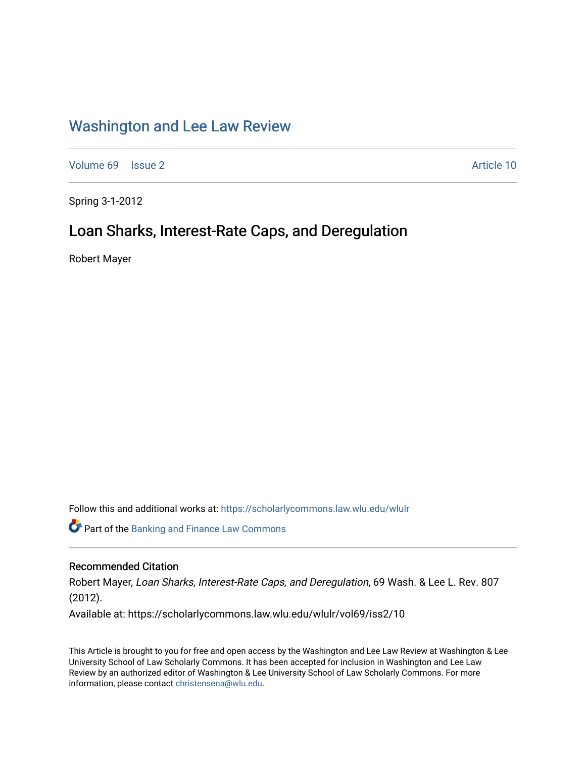# Washington and Lee Law Review

Volume 69 | Issue 2 Article 10

Spring 3-1-2012

## Loan Sharks, Interest-Rate Caps, and Deregulation

Robert Mayer

Follow this and additional works at: https://scholarlycommons.law.wlu.edu/wlulr

Part of the Banking and Finance Law Commons

### Recommended Citation

Robert Mayer, *Loan Sharks, Interest-Rate Caps, and Deregulation*, 69 Wash. & Lee L. Rev. 807 (2012).

Available at: https://scholarlycommons.law.wlu.edu/wlulr/vol69/iss2/10

This Article is brought to you for free and open access by the Washington and Lee Law Review at Washington & Lee University School of Law Scholarly Commons. It has been accepted for inclusion in Washington and Lee Law Review by an authorized editor of Washington & Lee University School of Law Scholarly Commons. For more information, please contact christensena@wlu.edu.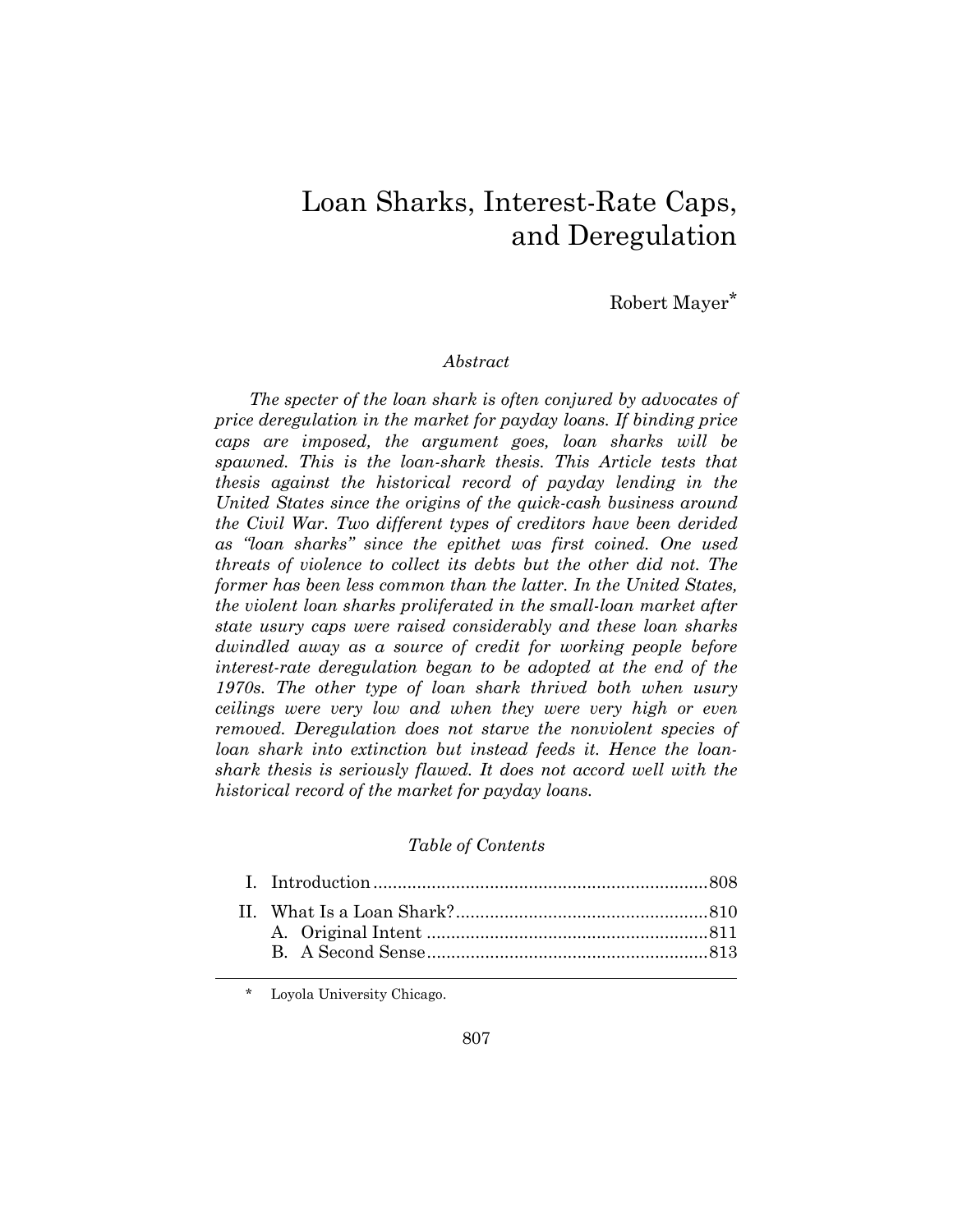# Loan Sharks, Interest-Rate Caps, and Deregulation

Robert Mayer*

*Abstract*

*The specter of the loan shark is often conjured by advocates of price deregulation in the market for payday loans. If binding price caps are imposed, the argument goes, loan sharks will be spawned. This is the loan-shark thesis. This Article tests that thesis against the historical record of payday lending in the United States since the origins of the quick-cash business around the Civil War. Two different types of creditors have been derided as "loan sharks" since the epithet was first coined. One used threats of violence to collect its debts but the other did not. The former has been less common than the latter. In the United States, the violent loan sharks proliferated in the small-loan market after state usury caps were raised considerably and these loan sharks dwindled away as a source of credit for working people before interest-rate deregulation began to be adopted at the end of the 1970s. The other type of loan shark thrived both when usury ceilings were very low and when they were very high or even removed. Deregulation does not starve the nonviolent species of loan shark into extinction but instead feeds it. Hence the loan-shark thesis is seriously flawed. It does not accord well with the historical record of the market for payday loans.*

*Table of Contents*

- I. Introduction ..... 808
- II. What Is a Loan Shark? ..... 810
  - A. Original Intent ..... 811
  - B. A Second Sense ..... 813

\* Loyola University Chicago.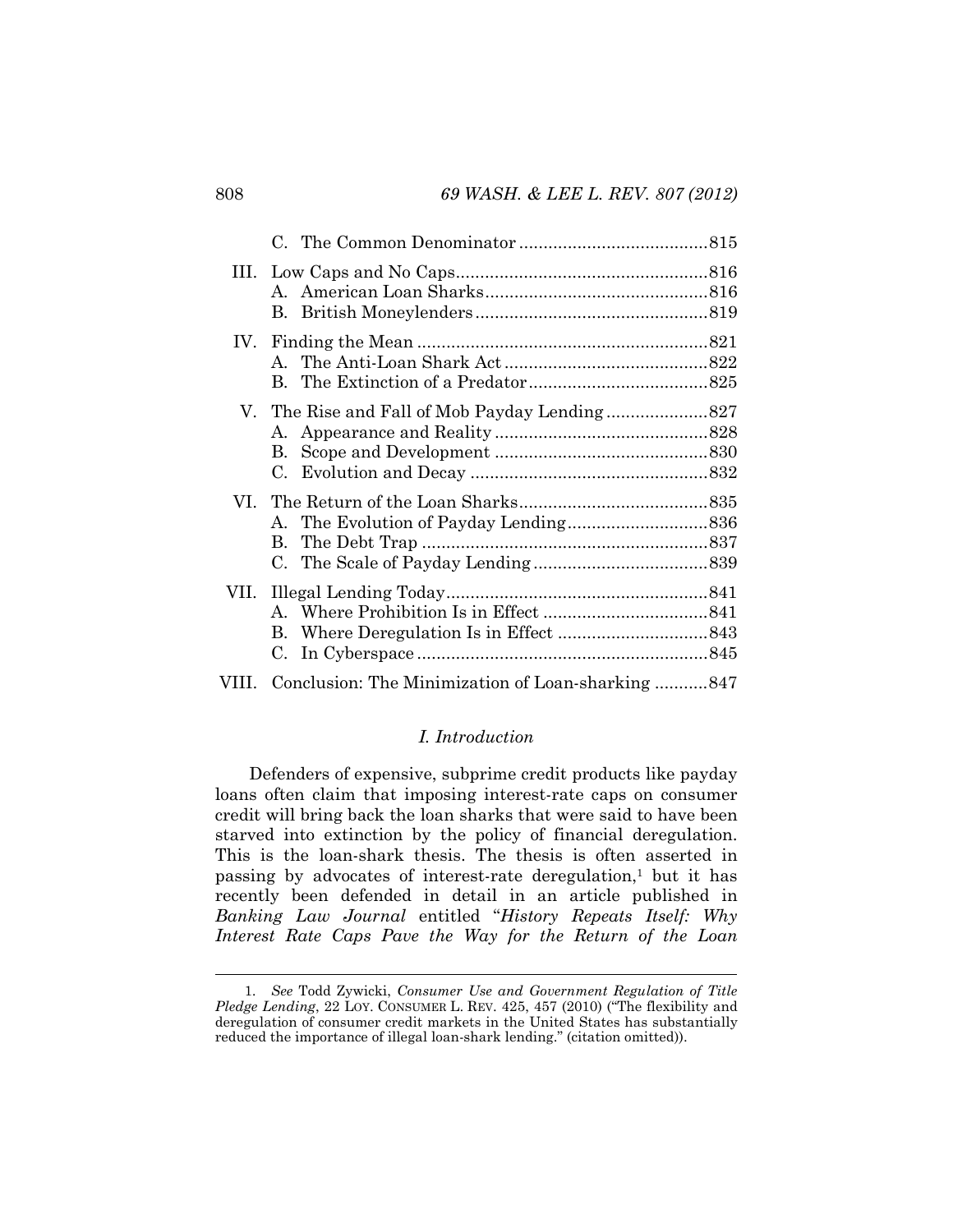C. The Common Denominator .......................................815

III. Low Caps and No Caps....................................................816
A. American Loan Sharks..............................................816
B. British Moneylenders................................................819

IV. Finding the Mean ............................................................821
A. The Anti-Loan Shark Act..........................................822
B. The Extinction of a Predator.....................................825

V. The Rise and Fall of Mob Payday Lending .....................827
A. Appearance and Reality ............................................828
B. Scope and Development ............................................830
C. Evolution and Decay .................................................832

VI. The Return of the Loan Sharks.......................................835
A. The Evolution of Payday Lending.............................836
B. The Debt Trap ...........................................................837
C. The Scale of Payday Lending....................................839

VII. Illegal Lending Today......................................................841
A. Where Prohibition Is in Effect ..................................841
B. Where Deregulation Is in Effect ...............................843
C. In Cyberspace............................................................845

VIII. Conclusion: The Minimization of Loan-sharking ...........847

## *I. Introduction*

Defenders of expensive, subprime credit products like payday loans often claim that imposing interest-rate caps on consumer credit will bring back the loan sharks that were said to have been starved into extinction by the policy of financial deregulation. This is the loan-shark thesis. The thesis is often asserted in passing by advocates of interest-rate deregulation,[1] but it has recently been defended in detail in an article published in *Banking Law Journal* entitled "*History Repeats Itself: Why Interest Rate Caps Pave the Way for the Return of the Loan*

---

1. *See* Todd Zywicki, *Consumer Use and Government Regulation of Title Pledge Lending*, 22 LOY. CONSUMER L. REV. 425, 457 (2010) ("The flexibility and deregulation of consumer credit markets in the United States has substantially reduced the importance of illegal loan-shark lending." (citation omitted)).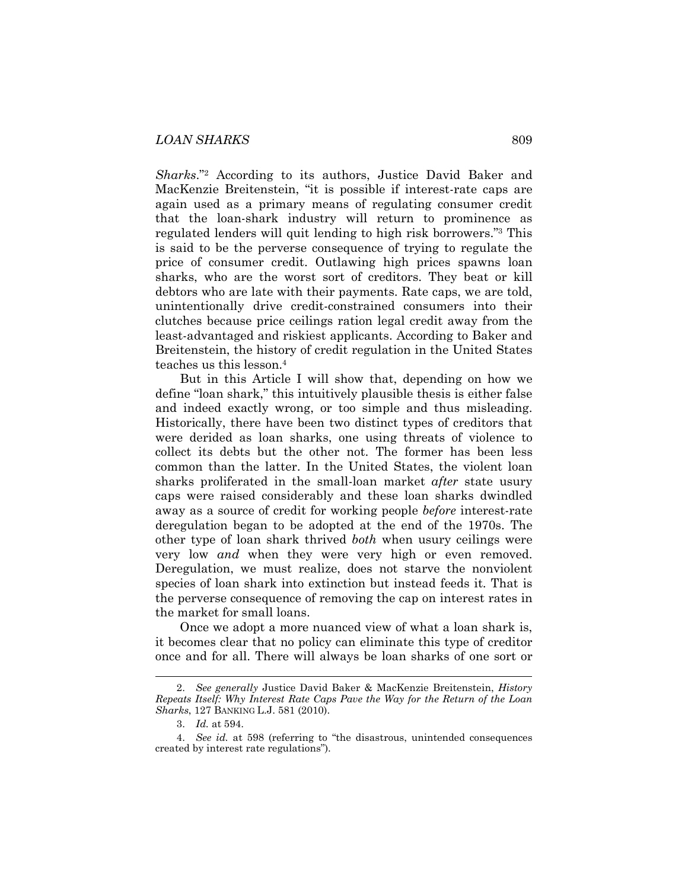*Sharks*."[2] According to its authors, Justice David Baker and MacKenzie Breitenstein, "it is possible if interest-rate caps are again used as a primary means of regulating consumer credit that the loan-shark industry will return to prominence as regulated lenders will quit lending to high risk borrowers."[3] This is said to be the perverse consequence of trying to regulate the price of consumer credit. Outlawing high prices spawns loan sharks, who are the worst sort of creditors. They beat or kill debtors who are late with their payments. Rate caps, we are told, unintentionally drive credit-constrained consumers into their clutches because price ceilings ration legal credit away from the least-advantaged and riskiest applicants. According to Baker and Breitenstein, the history of credit regulation in the United States teaches us this lesson.[4]

But in this Article I will show that, depending on how we define "loan shark," this intuitively plausible thesis is either false and indeed exactly wrong, or too simple and thus misleading. Historically, there have been two distinct types of creditors that were derided as loan sharks, one using threats of violence to collect its debts but the other not. The former has been less common than the latter. In the United States, the violent loan sharks proliferated in the small-loan market *after* state usury caps were raised considerably and these loan sharks dwindled away as a source of credit for working people *before* interest-rate deregulation began to be adopted at the end of the 1970s. The other type of loan shark thrived *both* when usury ceilings were very low *and* when they were very high or even removed. Deregulation, we must realize, does not starve the nonviolent species of loan shark into extinction but instead feeds it. That is the perverse consequence of removing the cap on interest rates in the market for small loans.

Once we adopt a more nuanced view of what a loan shark is, it becomes clear that no policy can eliminate this type of creditor once and for all. There will always be loan sharks of one sort or

---

2. *See generally* Justice David Baker & MacKenzie Breitenstein, *History Repeats Itself: Why Interest Rate Caps Pave the Way for the Return of the Loan Sharks*, 127 BANKING L.J. 581 (2010).

3. *Id.* at 594.

4. *See id.* at 598 (referring to "the disastrous, unintended consequences created by interest rate regulations").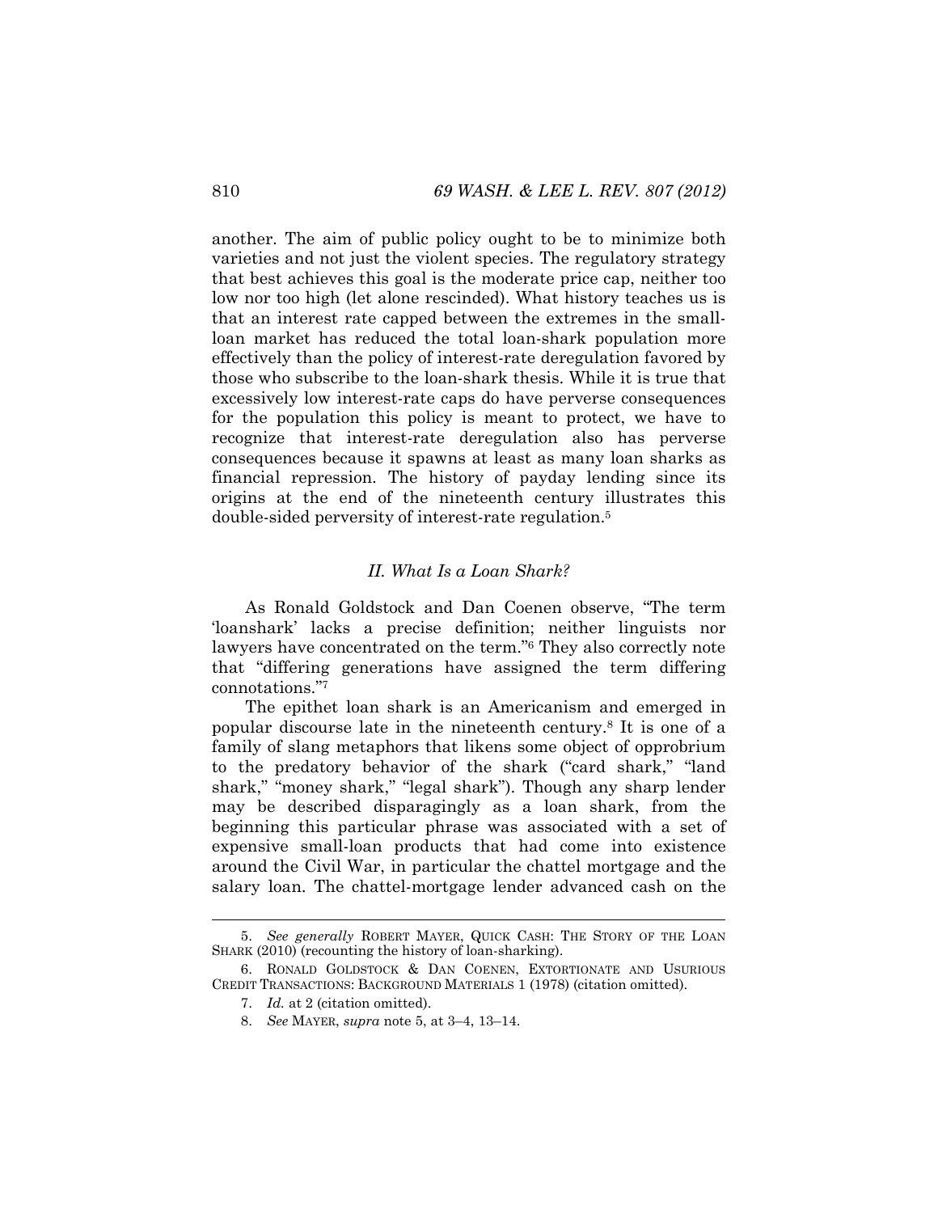another. The aim of public policy ought to be to minimize both varieties and not just the violent species. The regulatory strategy that best achieves this goal is the moderate price cap, neither too low nor too high (let alone rescinded). What history teaches us is that an interest rate capped between the extremes in the small-loan market has reduced the total loan-shark population more effectively than the policy of interest-rate deregulation favored by those who subscribe to the loan-shark thesis. While it is true that excessively low interest-rate caps do have perverse consequences for the population this policy is meant to protect, we have to recognize that interest-rate deregulation also has perverse consequences because it spawns at least as many loan sharks as financial repression. The history of payday lending since its origins at the end of the nineteenth century illustrates this double-sided perversity of interest-rate regulation.[5]

## *II. What Is a Loan Shark?*

As Ronald Goldstock and Dan Coenen observe, "The term 'loanshark' lacks a precise definition; neither linguists nor lawyers have concentrated on the term."[6] They also correctly note that "differing generations have assigned the term differing connotations."[7]

The epithet loan shark is an Americanism and emerged in popular discourse late in the nineteenth century.[8] It is one of a family of slang metaphors that likens some object of opprobrium to the predatory behavior of the shark ("card shark," "land shark," "money shark," "legal shark"). Though any sharp lender may be described disparagingly as a loan shark, from the beginning this particular phrase was associated with a set of expensive small-loan products that had come into existence around the Civil War, in particular the chattel mortgage and the salary loan. The chattel-mortgage lender advanced cash on the

---

5. *See generally* ROBERT MAYER, QUICK CASH: THE STORY OF THE LOAN SHARK (2010) (recounting the history of loan-sharking).

6. RONALD GOLDSTOCK & DAN COENEN, EXTORTIONATE AND USURIOUS CREDIT TRANSACTIONS: BACKGROUND MATERIALS 1 (1978) (citation omitted).

7. *Id.* at 2 (citation omitted).

8. *See* MAYER, *supra* note 5, at 3–4, 13–14.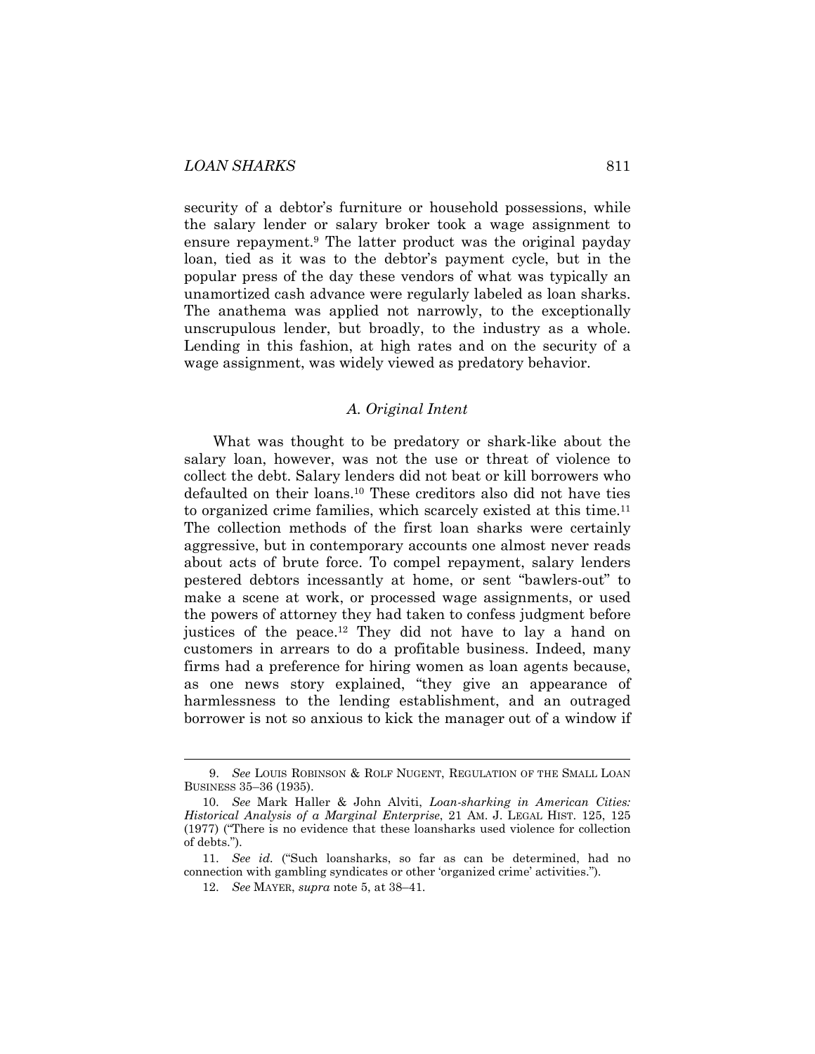security of a debtor's furniture or household possessions, while the salary lender or salary broker took a wage assignment to ensure repayment.[9] The latter product was the original payday loan, tied as it was to the debtor's payment cycle, but in the popular press of the day these vendors of what was typically an unamortized cash advance were regularly labeled as loan sharks. The anathema was applied not narrowly, to the exceptionally unscrupulous lender, but broadly, to the industry as a whole. Lending in this fashion, at high rates and on the security of a wage assignment, was widely viewed as predatory behavior.

### *A. Original Intent*

What was thought to be predatory or shark-like about the salary loan, however, was not the use or threat of violence to collect the debt. Salary lenders did not beat or kill borrowers who defaulted on their loans.[10] These creditors also did not have ties to organized crime families, which scarcely existed at this time.[11] The collection methods of the first loan sharks were certainly aggressive, but in contemporary accounts one almost never reads about acts of brute force. To compel repayment, salary lenders pestered debtors incessantly at home, or sent "bawlers-out" to make a scene at work, or processed wage assignments, or used the powers of attorney they had taken to confess judgment before justices of the peace.[12] They did not have to lay a hand on customers in arrears to do a profitable business. Indeed, many firms had a preference for hiring women as loan agents because, as one news story explained, "they give an appearance of harmlessness to the lending establishment, and an outraged borrower is not so anxious to kick the manager out of a window if

---

9. *See* LOUIS ROBINSON & ROLF NUGENT, REGULATION OF THE SMALL LOAN BUSINESS 35–36 (1935).

10. *See* Mark Haller & John Alviti, *Loan-sharking in American Cities: Historical Analysis of a Marginal Enterprise*, 21 AM. J. LEGAL HIST. 125, 125 (1977) ("There is no evidence that these loansharks used violence for collection of debts.").

11. *See id.* ("Such loansharks, so far as can be determined, had no connection with gambling syndicates or other 'organized crime' activities.").

12. *See* MAYER, *supra* note 5, at 38–41.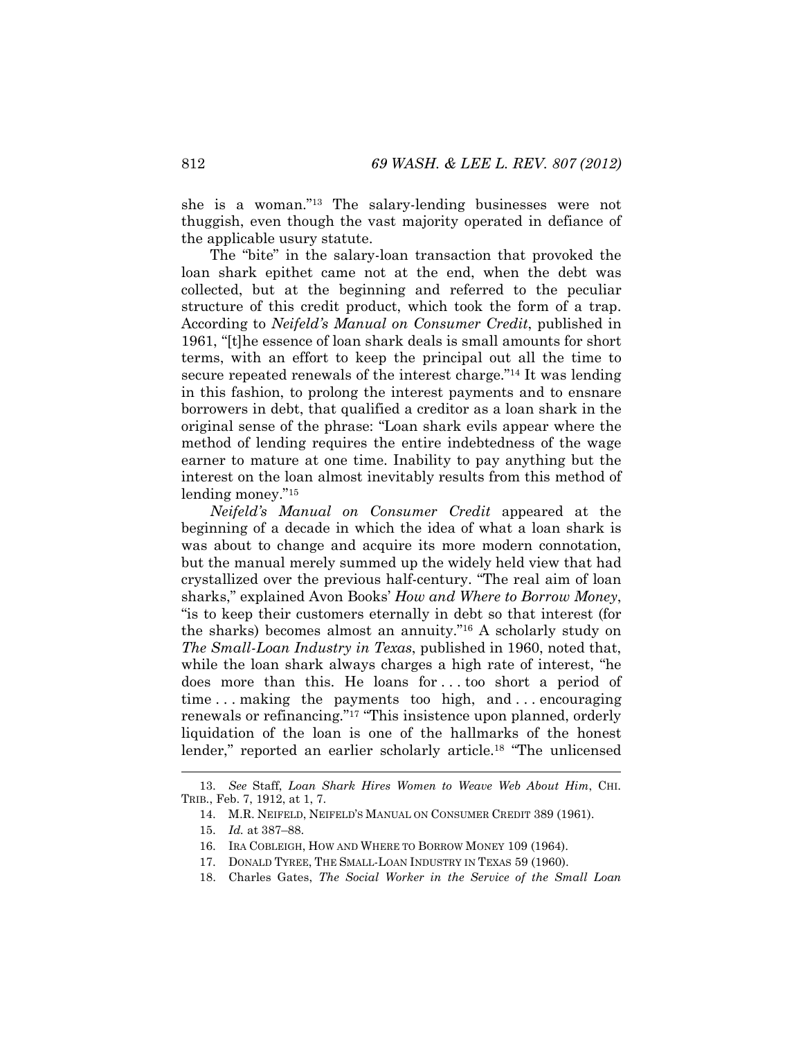she is a woman."[13] The salary-lending businesses were not thuggish, even though the vast majority operated in defiance of the applicable usury statute.

The "bite" in the salary-loan transaction that provoked the loan shark epithet came not at the end, when the debt was collected, but at the beginning and referred to the peculiar structure of this credit product, which took the form of a trap. According to *Neifeld's Manual on Consumer Credit*, published in 1961, "[t]he essence of loan shark deals is small amounts for short terms, with an effort to keep the principal out all the time to secure repeated renewals of the interest charge."[14] It was lending in this fashion, to prolong the interest payments and to ensnare borrowers in debt, that qualified a creditor as a loan shark in the original sense of the phrase: "Loan shark evils appear where the method of lending requires the entire indebtedness of the wage earner to mature at one time. Inability to pay anything but the interest on the loan almost inevitably results from this method of lending money."[15]

*Neifeld's Manual on Consumer Credit* appeared at the beginning of a decade in which the idea of what a loan shark is was about to change and acquire its more modern connotation, but the manual merely summed up the widely held view that had crystallized over the previous half-century. "The real aim of loan sharks," explained Avon Books' *How and Where to Borrow Money*, "is to keep their customers eternally in debt so that interest (for the sharks) becomes almost an annuity."[16] A scholarly study on *The Small-Loan Industry in Texas*, published in 1960, noted that, while the loan shark always charges a high rate of interest, "he does more than this. He loans for . . . too short a period of time . . . making the payments too high, and . . . encouraging renewals or refinancing."[17] "This insistence upon planned, orderly liquidation of the loan is one of the hallmarks of the honest lender," reported an earlier scholarly article.[18] "The unlicensed

---

13. *See* Staff, *Loan Shark Hires Women to Weave Web About Him*, CHI. TRIB., Feb. 7, 1912, at 1, 7.

14. M.R. NEIFELD, NEIFELD'S MANUAL ON CONSUMER CREDIT 389 (1961).

15. *Id.* at 387–88.

16. IRA COBLEIGH, HOW AND WHERE TO BORROW MONEY 109 (1964).

17. DONALD TYREE, THE SMALL-LOAN INDUSTRY IN TEXAS 59 (1960).

18. Charles Gates, *The Social Worker in the Service of the Small Loan*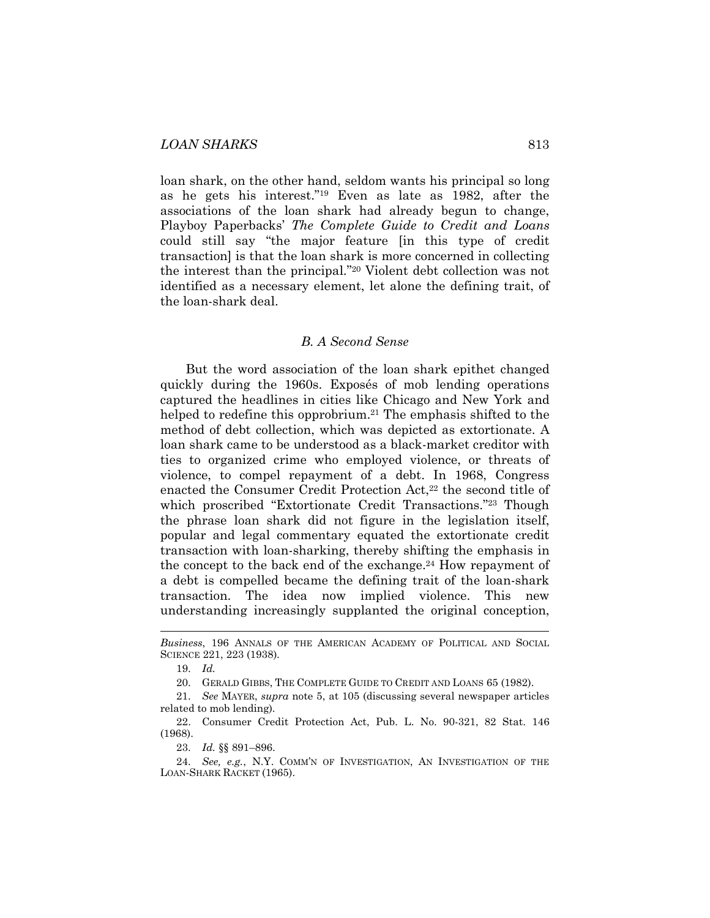loan shark, on the other hand, seldom wants his principal so long as he gets his interest."[19] Even as late as 1982, after the associations of the loan shark had already begun to change, Playboy Paperbacks' *The Complete Guide to Credit and Loans* could still say "the major feature [in this type of credit transaction] is that the loan shark is more concerned in collecting the interest than the principal."[20] Violent debt collection was not identified as a necessary element, let alone the defining trait, of the loan-shark deal.

### *B. A Second Sense*

But the word association of the loan shark epithet changed quickly during the 1960s. Exposés of mob lending operations captured the headlines in cities like Chicago and New York and helped to redefine this opprobrium.[21] The emphasis shifted to the method of debt collection, which was depicted as extortionate. A loan shark came to be understood as a black-market creditor with ties to organized crime who employed violence, or threats of violence, to compel repayment of a debt. In 1968, Congress enacted the Consumer Credit Protection Act,[22] the second title of which proscribed "Extortionate Credit Transactions."[23] Though the phrase loan shark did not figure in the legislation itself, popular and legal commentary equated the extortionate credit transaction with loan-sharking, thereby shifting the emphasis in the concept to the back end of the exchange.[24] How repayment of a debt is compelled became the defining trait of the loan-shark transaction. The idea now implied violence. This new understanding increasingly supplanted the original conception,

---

*Business*, 196 ANNALS OF THE AMERICAN ACADEMY OF POLITICAL AND SOCIAL SCIENCE 221, 223 (1938).

19. *Id.*

20. GERALD GIBBS, THE COMPLETE GUIDE TO CREDIT AND LOANS 65 (1982).

21. *See* MAYER, *supra* note 5, at 105 (discussing several newspaper articles related to mob lending).

22. Consumer Credit Protection Act, Pub. L. No. 90-321, 82 Stat. 146 (1968).

23. *Id.* §§ 891–896.

24. *See, e.g.*, N.Y. COMM'N OF INVESTIGATION, AN INVESTIGATION OF THE LOAN-SHARK RACKET (1965).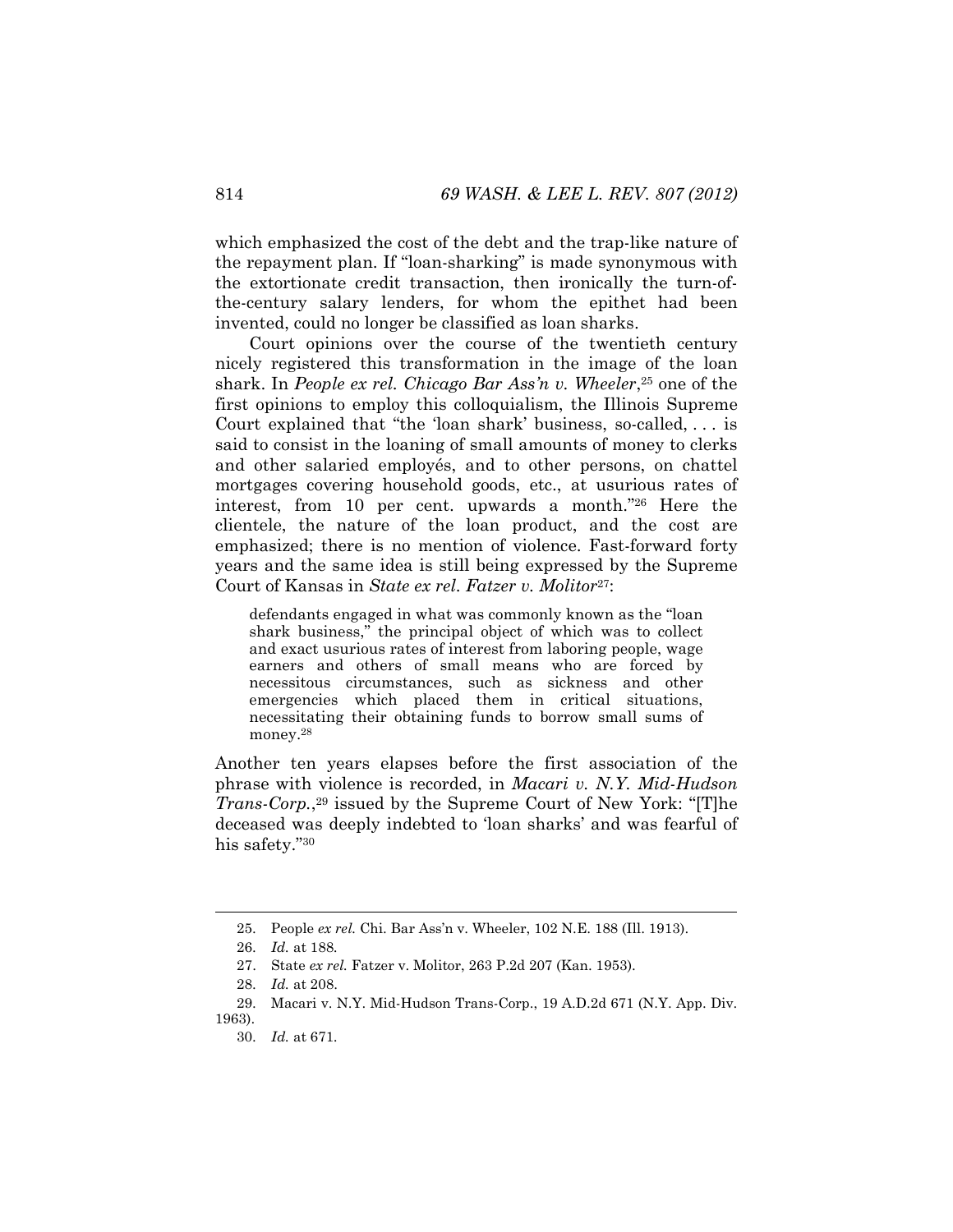which emphasized the cost of the debt and the trap-like nature of the repayment plan. If "loan-sharking" is made synonymous with the extortionate credit transaction, then ironically the turn-of-the-century salary lenders, for whom the epithet had been invented, could no longer be classified as loan sharks.

Court opinions over the course of the twentieth century nicely registered this transformation in the image of the loan shark. In *People ex rel. Chicago Bar Ass'n v. Wheeler*,[25] one of the first opinions to employ this colloquialism, the Illinois Supreme Court explained that "the 'loan shark' business, so-called, . . . is said to consist in the loaning of small amounts of money to clerks and other salaried employés, and to other persons, on chattel mortgages covering household goods, etc., at usurious rates of interest, from 10 per cent. upwards a month."[26] Here the clientele, the nature of the loan product, and the cost are emphasized; there is no mention of violence. Fast-forward forty years and the same idea is still being expressed by the Supreme Court of Kansas in *State ex rel. Fatzer v. Molitor*[27]:

> defendants engaged in what was commonly known as the "loan shark business," the principal object of which was to collect and exact usurious rates of interest from laboring people, wage earners and others of small means who are forced by necessitous circumstances, such as sickness and other emergencies which placed them in critical situations, necessitating their obtaining funds to borrow small sums of money.[28]

Another ten years elapses before the first association of the phrase with violence is recorded, in *Macari v. N.Y. Mid-Hudson Trans-Corp.*,[29] issued by the Supreme Court of New York: "[T]he deceased was deeply indebted to 'loan sharks' and was fearful of his safety."[30]

---

25. People *ex rel.* Chi. Bar Ass'n v. Wheeler, 102 N.E. 188 (Ill. 1913).

26. *Id.* at 188.

27. State *ex rel.* Fatzer v. Molitor, 263 P.2d 207 (Kan. 1953).

28. *Id.* at 208.

29. Macari v. N.Y. Mid-Hudson Trans-Corp., 19 A.D.2d 671 (N.Y. App. Div. 1963).

30. *Id.* at 671.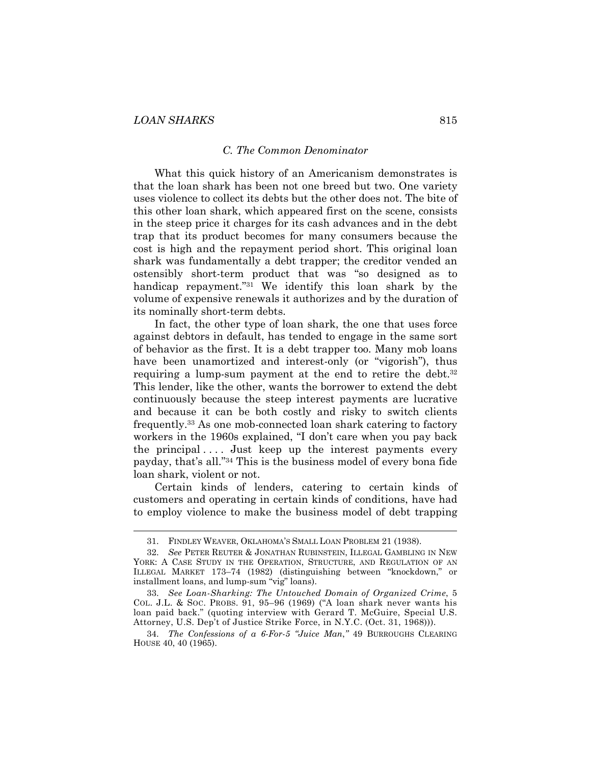### C. The Common Denominator

What this quick history of an Americanism demonstrates is that the loan shark has been not one breed but two. One variety uses violence to collect its debts but the other does not. The bite of this other loan shark, which appeared first on the scene, consists in the steep price it charges for its cash advances and in the debt trap that its product becomes for many consumers because the cost is high and the repayment period short. This original loan shark was fundamentally a debt trapper; the creditor vended an ostensibly short-term product that was "so designed as to handicap repayment."[31] We identify this loan shark by the volume of expensive renewals it authorizes and by the duration of its nominally short-term debts.

In fact, the other type of loan shark, the one that uses force against debtors in default, has tended to engage in the same sort of behavior as the first. It is a debt trapper too. Many mob loans have been unamortized and interest-only (or "vigorish"), thus requiring a lump-sum payment at the end to retire the debt.[32] This lender, like the other, wants the borrower to extend the debt continuously because the steep interest payments are lucrative and because it can be both costly and risky to switch clients frequently.[33] As one mob-connected loan shark catering to factory workers in the 1960s explained, "I don't care when you pay back the principal . . . . Just keep up the interest payments every payday, that's all."[34] This is the business model of every bona fide loan shark, violent or not.

Certain kinds of lenders, catering to certain kinds of customers and operating in certain kinds of conditions, have had to employ violence to make the business model of debt trapping

---

31. FINDLEY WEAVER, OKLAHOMA'S SMALL LOAN PROBLEM 21 (1938).

32. *See* PETER REUTER & JONATHAN RUBINSTEIN, ILLEGAL GAMBLING IN NEW YORK: A CASE STUDY IN THE OPERATION, STRUCTURE, AND REGULATION OF AN ILLEGAL MARKET 173–74 (1982) (distinguishing between "knockdown," or installment loans, and lump-sum "vig" loans).

33. *See Loan-Sharking: The Untouched Domain of Organized Crime*, 5 COL. J.L. & SOC. PROBS. 91, 95–96 (1969) ("A loan shark never wants his loan paid back." (quoting interview with Gerard T. McGuire, Special U.S. Attorney, U.S. Dep't of Justice Strike Force, in N.Y.C. (Oct. 31, 1968))).

34. *The Confessions of a 6-For-5 "Juice Man,"* 49 BURROUGHS CLEARING HOUSE 40, 40 (1965).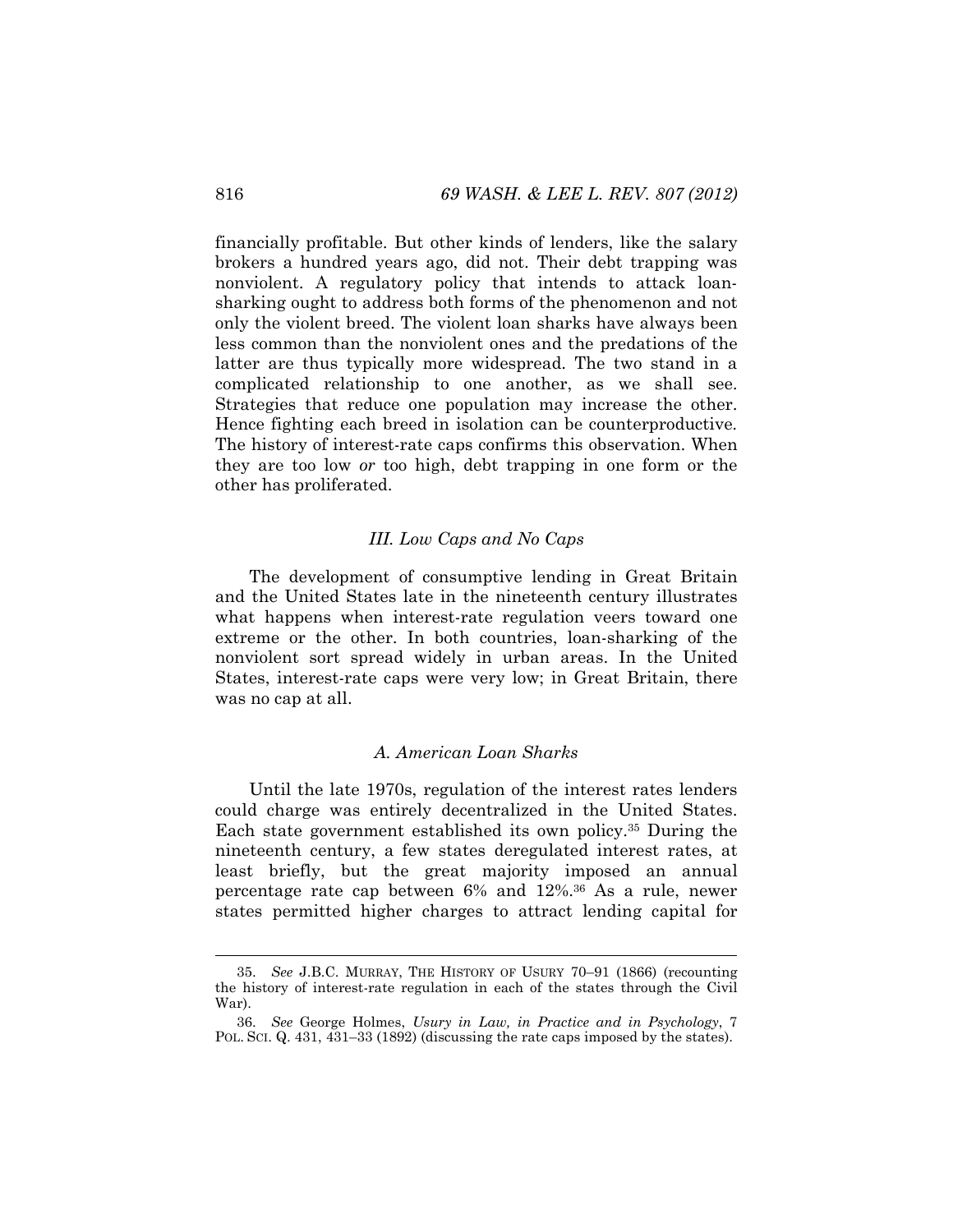financially profitable. But other kinds of lenders, like the salary brokers a hundred years ago, did not. Their debt trapping was nonviolent. A regulatory policy that intends to attack loan-sharking ought to address both forms of the phenomenon and not only the violent breed. The violent loan sharks have always been less common than the nonviolent ones and the predations of the latter are thus typically more widespread. The two stand in a complicated relationship to one another, as we shall see. Strategies that reduce one population may increase the other. Hence fighting each breed in isolation can be counterproductive. The history of interest-rate caps confirms this observation. When they are too low *or* too high, debt trapping in one form or the other has proliferated.

## *III. Low Caps and No Caps*

The development of consumptive lending in Great Britain and the United States late in the nineteenth century illustrates what happens when interest-rate regulation veers toward one extreme or the other. In both countries, loan-sharking of the nonviolent sort spread widely in urban areas. In the United States, interest-rate caps were very low; in Great Britain, there was no cap at all.

### *A. American Loan Sharks*

Until the late 1970s, regulation of the interest rates lenders could charge was entirely decentralized in the United States. Each state government established its own policy.[35] During the nineteenth century, a few states deregulated interest rates, at least briefly, but the great majority imposed an annual percentage rate cap between 6% and 12%.[36] As a rule, newer states permitted higher charges to attract lending capital for

---

35. *See* J.B.C. MURRAY, THE HISTORY OF USURY 70–91 (1866) (recounting the history of interest-rate regulation in each of the states through the Civil War).

36. *See* George Holmes, *Usury in Law, in Practice and in Psychology*, 7 POL. SCI. Q. 431, 431–33 (1892) (discussing the rate caps imposed by the states).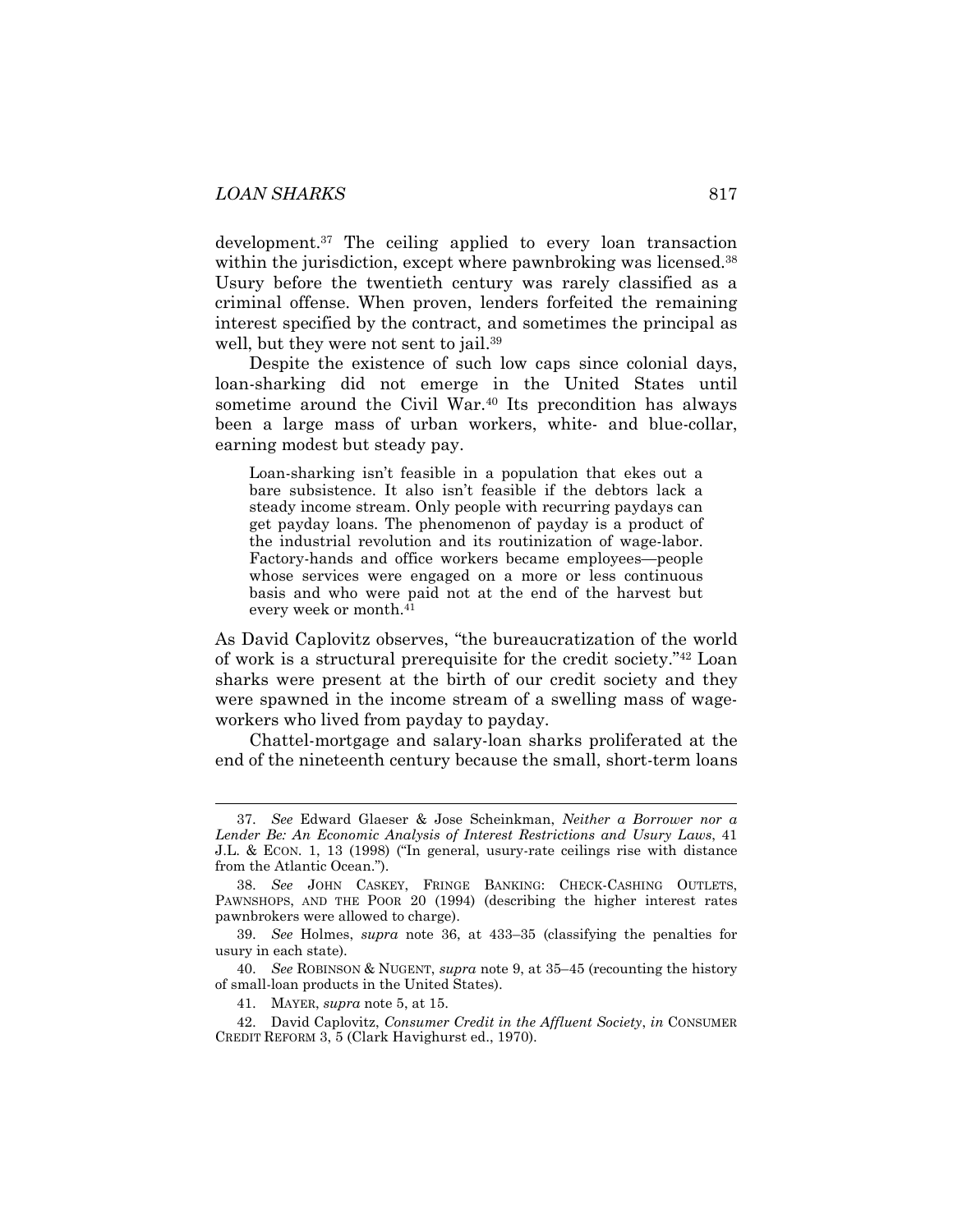development.[37] The ceiling applied to every loan transaction within the jurisdiction, except where pawnbroking was licensed.[38] Usury before the twentieth century was rarely classified as a criminal offense. When proven, lenders forfeited the remaining interest specified by the contract, and sometimes the principal as well, but they were not sent to jail.[39]

Despite the existence of such low caps since colonial days, loan-sharking did not emerge in the United States until sometime around the Civil War.[40] Its precondition has always been a large mass of urban workers, white- and blue-collar, earning modest but steady pay.

> Loan-sharking isn't feasible in a population that ekes out a bare subsistence. It also isn't feasible if the debtors lack a steady income stream. Only people with recurring paydays can get payday loans. The phenomenon of payday is a product of the industrial revolution and its routinization of wage-labor. Factory-hands and office workers became employees—people whose services were engaged on a more or less continuous basis and who were paid not at the end of the harvest but every week or month.[41]

As David Caplovitz observes, "the bureaucratization of the world of work is a structural prerequisite for the credit society."[42] Loan sharks were present at the birth of our credit society and they were spawned in the income stream of a swelling mass of wage-workers who lived from payday to payday.

Chattel-mortgage and salary-loan sharks proliferated at the end of the nineteenth century because the small, short-term loans

---

37. *See* Edward Glaeser & Jose Scheinkman, *Neither a Borrower nor a Lender Be: An Economic Analysis of Interest Restrictions and Usury Laws*, 41 J.L. & ECON. 1, 13 (1998) ("In general, usury-rate ceilings rise with distance from the Atlantic Ocean.").

38. *See* JOHN CASKEY, FRINGE BANKING: CHECK-CASHING OUTLETS, PAWNSHOPS, AND THE POOR 20 (1994) (describing the higher interest rates pawnbrokers were allowed to charge).

39. *See* Holmes, *supra* note 36, at 433–35 (classifying the penalties for usury in each state).

40. *See* ROBINSON & NUGENT, *supra* note 9, at 35–45 (recounting the history of small-loan products in the United States).

41. MAYER, *supra* note 5, at 15.

42. David Caplovitz, *Consumer Credit in the Affluent Society*, *in* CONSUMER CREDIT REFORM 3, 5 (Clark Havighurst ed., 1970).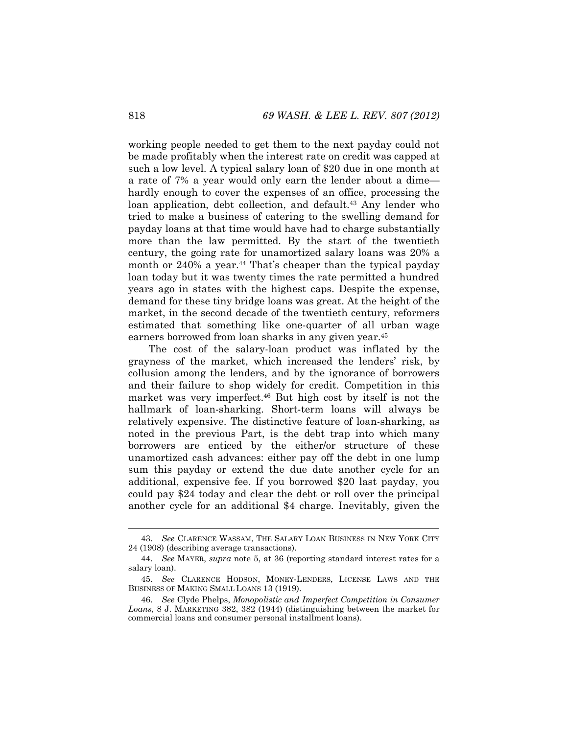working people needed to get them to the next payday could not be made profitably when the interest rate on credit was capped at such a low level. A typical salary loan of $20 due in one month at a rate of 7% a year would only earn the lender about a dime—hardly enough to cover the expenses of an office, processing the loan application, debt collection, and default.[43] Any lender who tried to make a business of catering to the swelling demand for payday loans at that time would have had to charge substantially more than the law permitted. By the start of the twentieth century, the going rate for unamortized salary loans was 20% a month or 240% a year.[44] That's cheaper than the typical payday loan today but it was twenty times the rate permitted a hundred years ago in states with the highest caps. Despite the expense, demand for these tiny bridge loans was great. At the height of the market, in the second decade of the twentieth century, reformers estimated that something like one-quarter of all urban wage earners borrowed from loan sharks in any given year.[45]

The cost of the salary-loan product was inflated by the grayness of the market, which increased the lenders' risk, by collusion among the lenders, and by the ignorance of borrowers and their failure to shop widely for credit. Competition in this market was very imperfect.[46] But high cost by itself is not the hallmark of loan-sharking. Short-term loans will always be relatively expensive. The distinctive feature of loan-sharking, as noted in the previous Part, is the debt trap into which many borrowers are enticed by the either/or structure of these unamortized cash advances: either pay off the debt in one lump sum this payday or extend the due date another cycle for an additional, expensive fee. If you borrowed $20 last payday, you could pay $24 today and clear the debt or roll over the principal another cycle for an additional $4 charge. Inevitably, given the

---

43. *See* CLARENCE WASSAM, THE SALARY LOAN BUSINESS IN NEW YORK CITY 24 (1908) (describing average transactions).

44. *See* MAYER, *supra* note 5, at 36 (reporting standard interest rates for a salary loan).

45. *See* CLARENCE HODSON, MONEY-LENDERS, LICENSE LAWS AND THE BUSINESS OF MAKING SMALL LOANS 13 (1919).

46. *See* Clyde Phelps, *Monopolistic and Imperfect Competition in Consumer Loans*, 8 J. MARKETING 382, 382 (1944) (distinguishing between the market for commercial loans and consumer personal installment loans).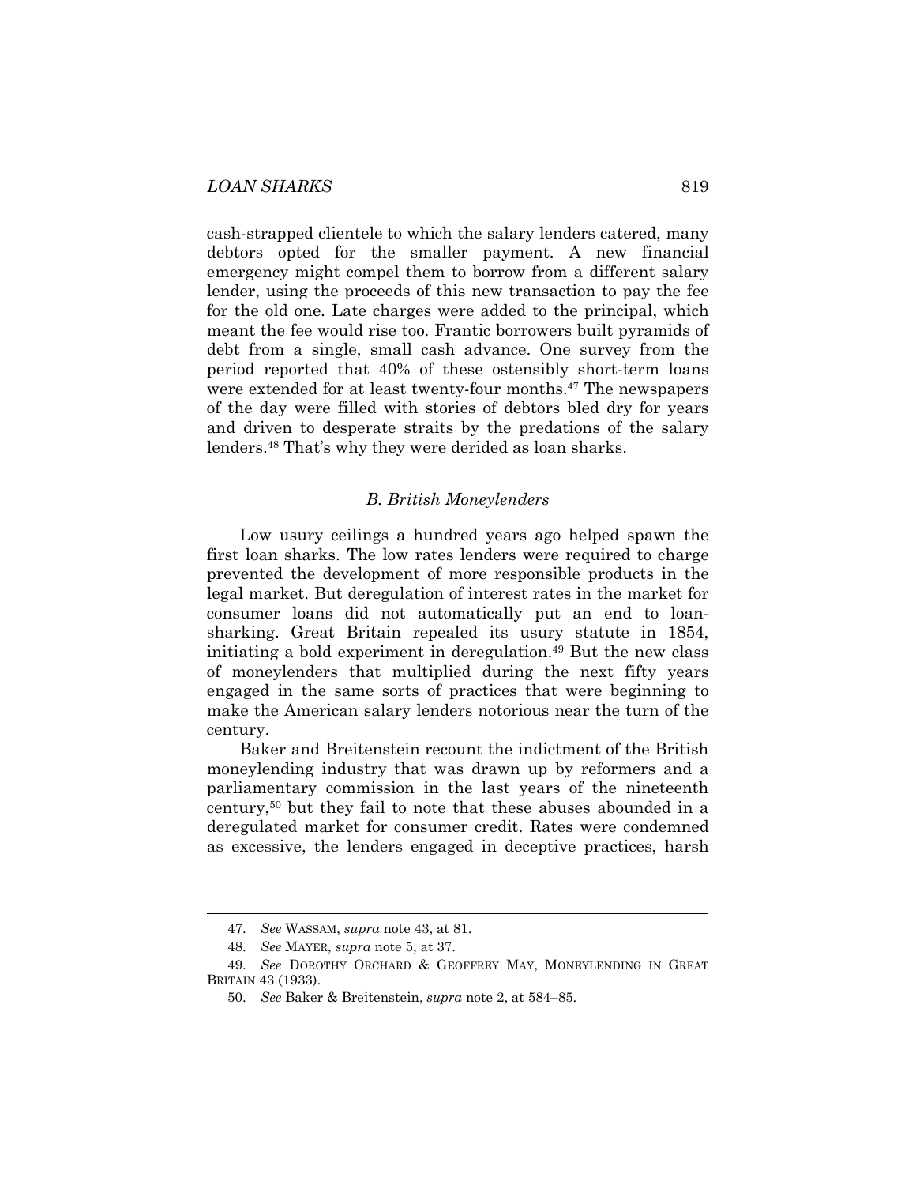cash-strapped clientele to which the salary lenders catered, many debtors opted for the smaller payment. A new financial emergency might compel them to borrow from a different salary lender, using the proceeds of this new transaction to pay the fee for the old one. Late charges were added to the principal, which meant the fee would rise too. Frantic borrowers built pyramids of debt from a single, small cash advance. One survey from the period reported that 40% of these ostensibly short-term loans were extended for at least twenty-four months.[47] The newspapers of the day were filled with stories of debtors bled dry for years and driven to desperate straits by the predations of the salary lenders.[48] That's why they were derided as loan sharks.

### *B. British Moneylenders*

Low usury ceilings a hundred years ago helped spawn the first loan sharks. The low rates lenders were required to charge prevented the development of more responsible products in the legal market. But deregulation of interest rates in the market for consumer loans did not automatically put an end to loan-sharking. Great Britain repealed its usury statute in 1854, initiating a bold experiment in deregulation.[49] But the new class of moneylenders that multiplied during the next fifty years engaged in the same sorts of practices that were beginning to make the American salary lenders notorious near the turn of the century.

Baker and Breitenstein recount the indictment of the British moneylending industry that was drawn up by reformers and a parliamentary commission in the last years of the nineteenth century,[50] but they fail to note that these abuses abounded in a deregulated market for consumer credit. Rates were condemned as excessive, the lenders engaged in deceptive practices, harsh

---

47. *See* WASSAM, *supra* note 43, at 81.

48. *See* MAYER, *supra* note 5, at 37.

49. *See* DOROTHY ORCHARD & GEOFFREY MAY, MONEYLENDING IN GREAT BRITAIN 43 (1933).

50. *See* Baker & Breitenstein, *supra* note 2, at 584–85.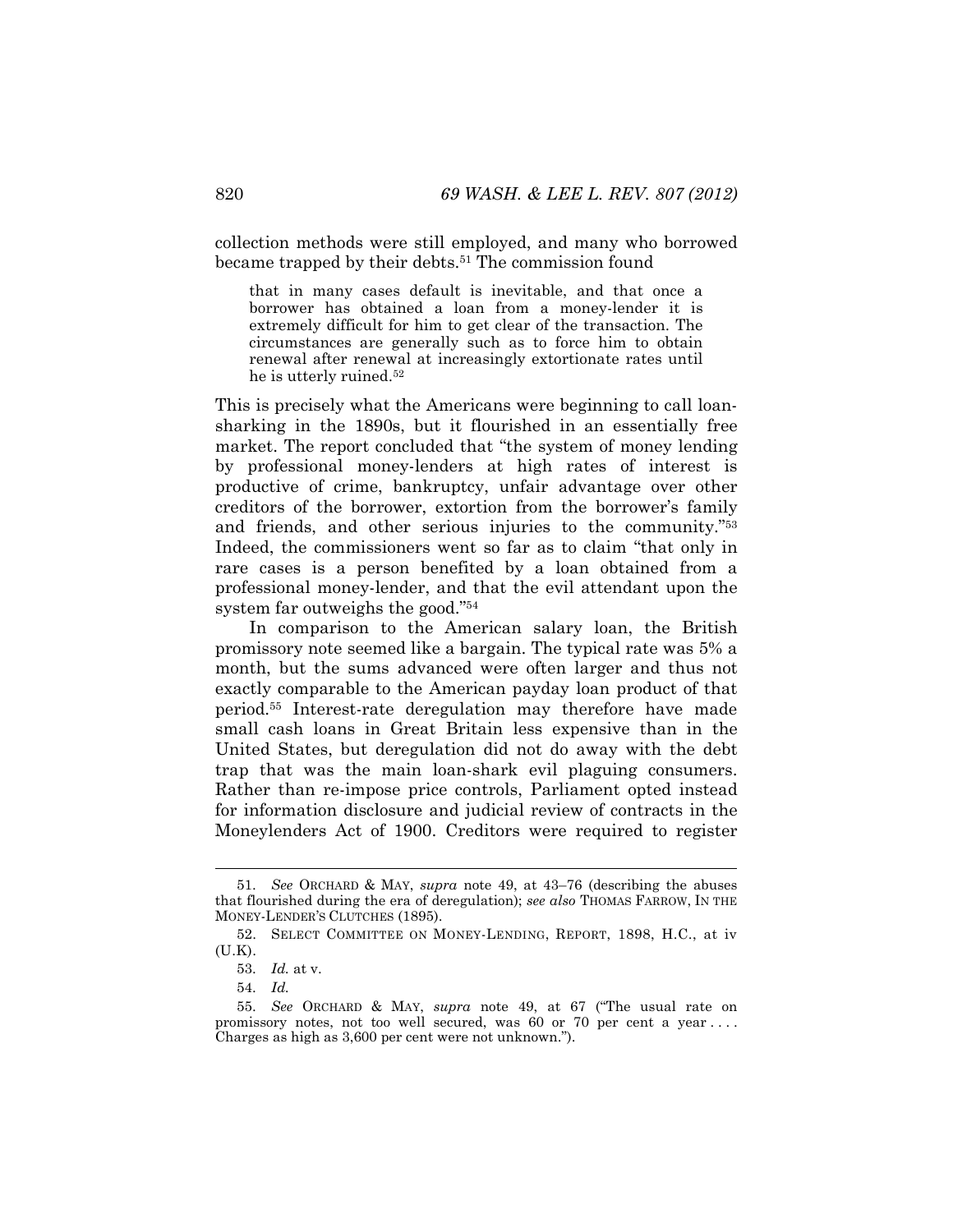collection methods were still employed, and many who borrowed became trapped by their debts.[51] The commission found

> that in many cases default is inevitable, and that once a borrower has obtained a loan from a money-lender it is extremely difficult for him to get clear of the transaction. The circumstances are generally such as to force him to obtain renewal after renewal at increasingly extortionate rates until he is utterly ruined.[52]

This is precisely what the Americans were beginning to call loan-sharking in the 1890s, but it flourished in an essentially free market. The report concluded that "the system of money lending by professional money-lenders at high rates of interest is productive of crime, bankruptcy, unfair advantage over other creditors of the borrower, extortion from the borrower's family and friends, and other serious injuries to the community."[53] Indeed, the commissioners went so far as to claim "that only in rare cases is a person benefited by a loan obtained from a professional money-lender, and that the evil attendant upon the system far outweighs the good."[54]

In comparison to the American salary loan, the British promissory note seemed like a bargain. The typical rate was 5% a month, but the sums advanced were often larger and thus not exactly comparable to the American payday loan product of that period.[55] Interest-rate deregulation may therefore have made small cash loans in Great Britain less expensive than in the United States, but deregulation did not do away with the debt trap that was the main loan-shark evil plaguing consumers. Rather than re-impose price controls, Parliament opted instead for information disclosure and judicial review of contracts in the Moneylenders Act of 1900. Creditors were required to register

---

51. *See* ORCHARD & MAY, *supra* note 49, at 43–76 (describing the abuses that flourished during the era of deregulation); *see also* THOMAS FARROW, IN THE MONEY-LENDER'S CLUTCHES (1895).

52. SELECT COMMITTEE ON MONEY-LENDING, REPORT, 1898, H.C., at iv (U.K).

53. *Id.* at v.

54. *Id.*

55. *See* ORCHARD & MAY, *supra* note 49, at 67 ("The usual rate on promissory notes, not too well secured, was 60 or 70 per cent a year . . . . Charges as high as 3,600 per cent were not unknown.").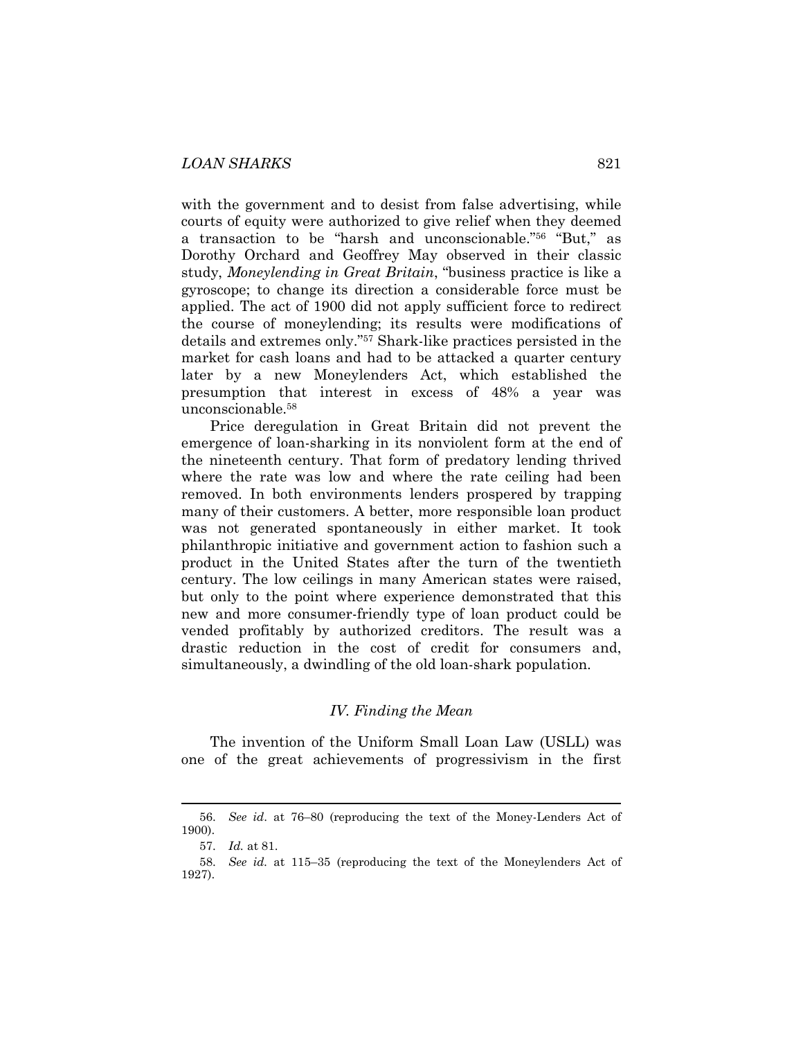with the government and to desist from false advertising, while courts of equity were authorized to give relief when they deemed a transaction to be "harsh and unconscionable."[56] "But," as Dorothy Orchard and Geoffrey May observed in their classic study, *Moneylending in Great Britain*, "business practice is like a gyroscope; to change its direction a considerable force must be applied. The act of 1900 did not apply sufficient force to redirect the course of moneylending; its results were modifications of details and extremes only."[57] Shark-like practices persisted in the market for cash loans and had to be attacked a quarter century later by a new Moneylenders Act, which established the presumption that interest in excess of 48% a year was unconscionable.[58]

Price deregulation in Great Britain did not prevent the emergence of loan-sharking in its nonviolent form at the end of the nineteenth century. That form of predatory lending thrived where the rate was low and where the rate ceiling had been removed. In both environments lenders prospered by trapping many of their customers. A better, more responsible loan product was not generated spontaneously in either market. It took philanthropic initiative and government action to fashion such a product in the United States after the turn of the twentieth century. The low ceilings in many American states were raised, but only to the point where experience demonstrated that this new and more consumer-friendly type of loan product could be vended profitably by authorized creditors. The result was a drastic reduction in the cost of credit for consumers and, simultaneously, a dwindling of the old loan-shark population.

## *IV. Finding the Mean*

The invention of the Uniform Small Loan Law (USLL) was one of the great achievements of progressivism in the first

---

56. *See id*. at 76–80 (reproducing the text of the Money-Lenders Act of 1900).

57. *Id.* at 81.

58. *See id.* at 115–35 (reproducing the text of the Moneylenders Act of 1927).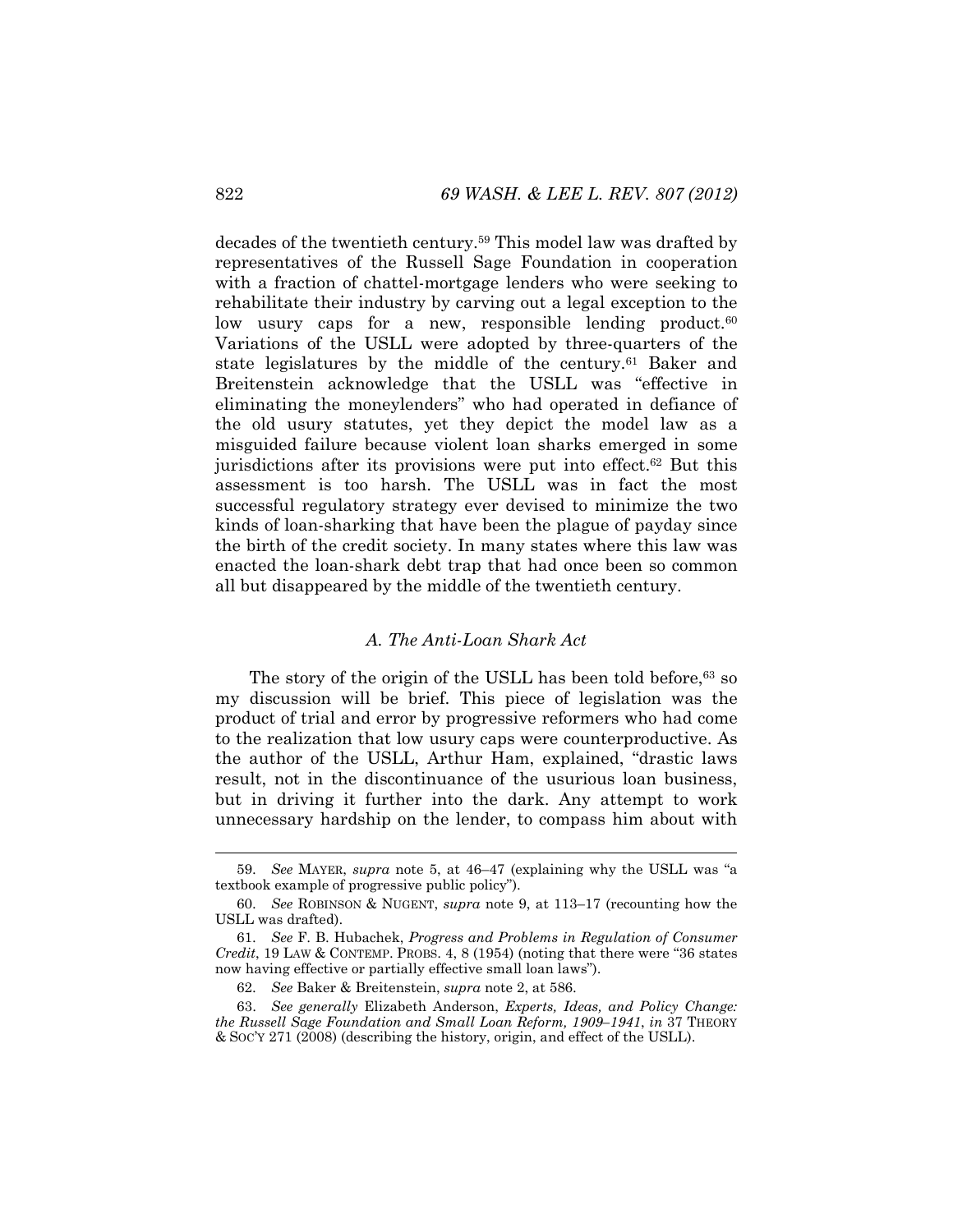decades of the twentieth century.[59] This model law was drafted by representatives of the Russell Sage Foundation in cooperation with a fraction of chattel-mortgage lenders who were seeking to rehabilitate their industry by carving out a legal exception to the low usury caps for a new, responsible lending product.[60] Variations of the USLL were adopted by three-quarters of the state legislatures by the middle of the century.[61] Baker and Breitenstein acknowledge that the USLL was "effective in eliminating the moneylenders" who had operated in defiance of the old usury statutes, yet they depict the model law as a misguided failure because violent loan sharks emerged in some jurisdictions after its provisions were put into effect.[62] But this assessment is too harsh. The USLL was in fact the most successful regulatory strategy ever devised to minimize the two kinds of loan-sharking that have been the plague of payday since the birth of the credit society. In many states where this law was enacted the loan-shark debt trap that had once been so common all but disappeared by the middle of the twentieth century.

### *A. The Anti-Loan Shark Act*

The story of the origin of the USLL has been told before,[63] so my discussion will be brief. This piece of legislation was the product of trial and error by progressive reformers who had come to the realization that low usury caps were counterproductive. As the author of the USLL, Arthur Ham, explained, "drastic laws result, not in the discontinuance of the usurious loan business, but in driving it further into the dark. Any attempt to work unnecessary hardship on the lender, to compass him about with

---

59. *See* MAYER, *supra* note 5, at 46–47 (explaining why the USLL was "a textbook example of progressive public policy").

60. *See* ROBINSON & NUGENT, *supra* note 9, at 113–17 (recounting how the USLL was drafted).

61. *See* F. B. Hubachek, *Progress and Problems in Regulation of Consumer Credit*, 19 LAW & CONTEMP. PROBS. 4, 8 (1954) (noting that there were "36 states now having effective or partially effective small loan laws").

62. *See* Baker & Breitenstein, *supra* note 2, at 586.

63. *See generally* Elizabeth Anderson, *Experts, Ideas, and Policy Change: the Russell Sage Foundation and Small Loan Reform, 1909–1941*, *in* 37 THEORY & SOC'Y 271 (2008) (describing the history, origin, and effect of the USLL).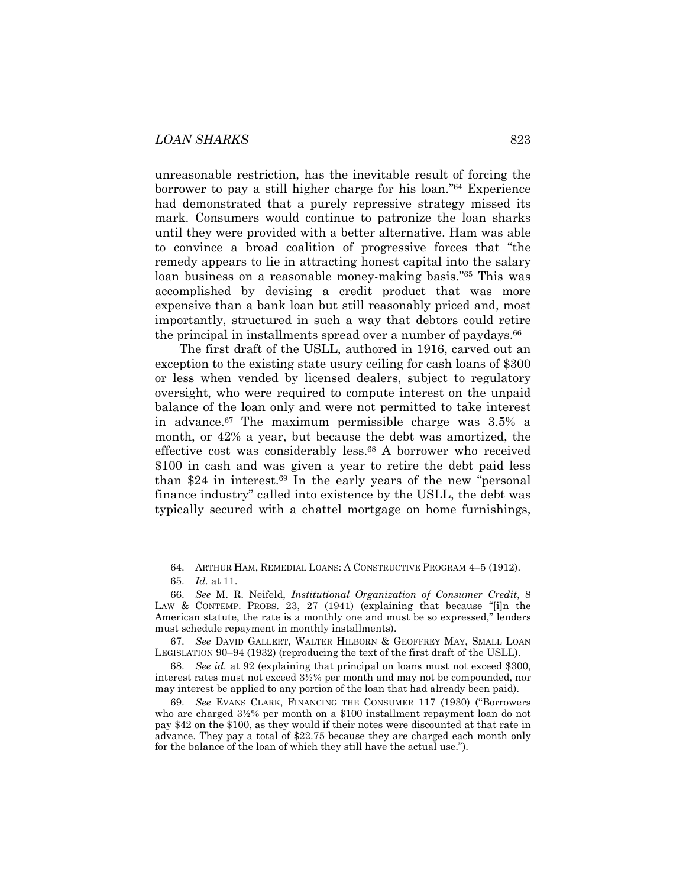unreasonable restriction, has the inevitable result of forcing the borrower to pay a still higher charge for his loan."[64] Experience had demonstrated that a purely repressive strategy missed its mark. Consumers would continue to patronize the loan sharks until they were provided with a better alternative. Ham was able to convince a broad coalition of progressive forces that "the remedy appears to lie in attracting honest capital into the salary loan business on a reasonable money-making basis."[65] This was accomplished by devising a credit product that was more expensive than a bank loan but still reasonably priced and, most importantly, structured in such a way that debtors could retire the principal in installments spread over a number of paydays.[66]

The first draft of the USLL, authored in 1916, carved out an exception to the existing state usury ceiling for cash loans of $300 or less when vended by licensed dealers, subject to regulatory oversight, who were required to compute interest on the unpaid balance of the loan only and were not permitted to take interest in advance.[67] The maximum permissible charge was 3.5% a month, or 42% a year, but because the debt was amortized, the effective cost was considerably less.[68] A borrower who received $100 in cash and was given a year to retire the debt paid less than $24 in interest.[69] In the early years of the new "personal finance industry" called into existence by the USLL, the debt was typically secured with a chattel mortgage on home furnishings,

---

64. ARTHUR HAM, REMEDIAL LOANS: A CONSTRUCTIVE PROGRAM 4–5 (1912).

65. *Id.* at 11.

66. *See* M. R. Neifeld, *Institutional Organization of Consumer Credit*, 8 LAW & CONTEMP. PROBS. 23, 27 (1941) (explaining that because "[i]n the American statute, the rate is a monthly one and must be so expressed," lenders must schedule repayment in monthly installments).

67. *See* DAVID GALLERT, WALTER HILBORN & GEOFFREY MAY, SMALL LOAN LEGISLATION 90–94 (1932) (reproducing the text of the first draft of the USLL).

68. *See id.* at 92 (explaining that principal on loans must not exceed $300, interest rates must not exceed 3½% per month and may not be compounded, nor may interest be applied to any portion of the loan that had already been paid).

69. *See* EVANS CLARK, FINANCING THE CONSUMER 117 (1930) ("Borrowers who are charged 3½% per month on a $100 installment repayment loan do not pay $42 on the $100, as they would if their notes were discounted at that rate in advance. They pay a total of $22.75 because they are charged each month only for the balance of the loan of which they still have the actual use.").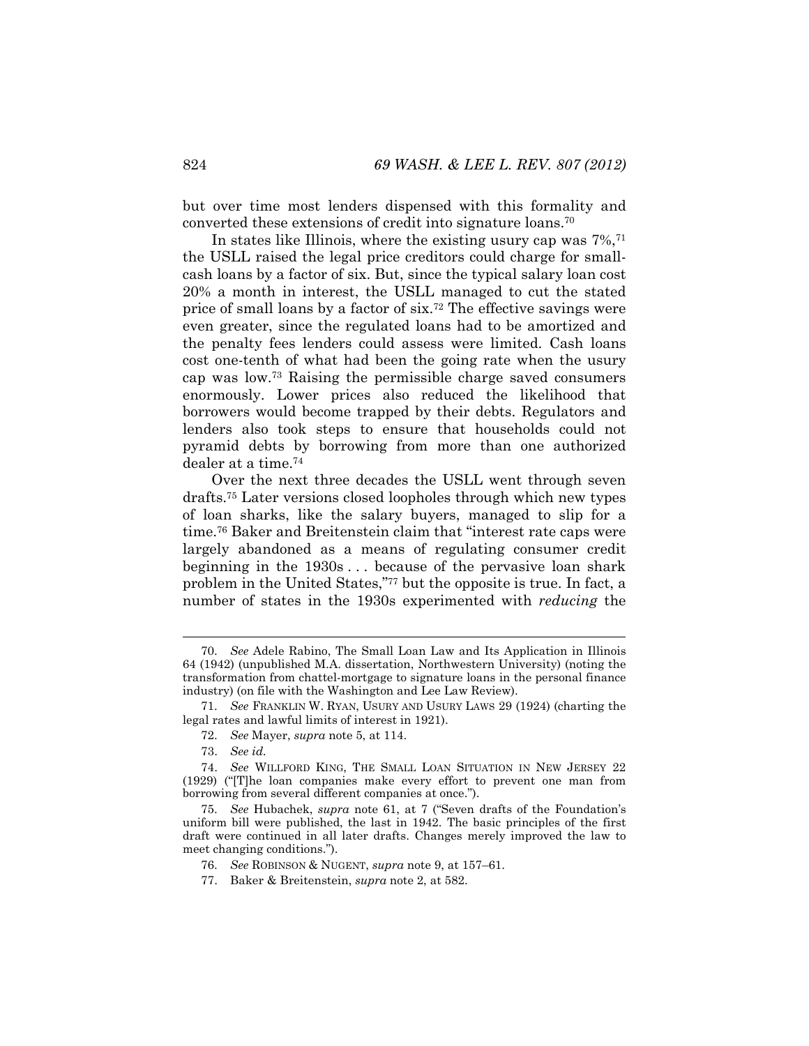but over time most lenders dispensed with this formality and converted these extensions of credit into signature loans.[70]

In states like Illinois, where the existing usury cap was 7%,[71] the USLL raised the legal price creditors could charge for small-cash loans by a factor of six. But, since the typical salary loan cost 20% a month in interest, the USLL managed to cut the stated price of small loans by a factor of six.[72] The effective savings were even greater, since the regulated loans had to be amortized and the penalty fees lenders could assess were limited. Cash loans cost one-tenth of what had been the going rate when the usury cap was low.[73] Raising the permissible charge saved consumers enormously. Lower prices also reduced the likelihood that borrowers would become trapped by their debts. Regulators and lenders also took steps to ensure that households could not pyramid debts by borrowing from more than one authorized dealer at a time.[74]

Over the next three decades the USLL went through seven drafts.[75] Later versions closed loopholes through which new types of loan sharks, like the salary buyers, managed to slip for a time.[76] Baker and Breitenstein claim that "interest rate caps were largely abandoned as a means of regulating consumer credit beginning in the 1930s . . . because of the pervasive loan shark problem in the United States,"[77] but the opposite is true. In fact, a number of states in the 1930s experimented with *reducing* the

---

70. *See* Adele Rabino, The Small Loan Law and Its Application in Illinois 64 (1942) (unpublished M.A. dissertation, Northwestern University) (noting the transformation from chattel-mortgage to signature loans in the personal finance industry) (on file with the Washington and Lee Law Review).

71. *See* FRANKLIN W. RYAN, USURY AND USURY LAWS 29 (1924) (charting the legal rates and lawful limits of interest in 1921).

72. *See* Mayer, *supra* note 5, at 114.

73. *See id.*

74. *See* WILLFORD KING, THE SMALL LOAN SITUATION IN NEW JERSEY 22 (1929) ("[T]he loan companies make every effort to prevent one man from borrowing from several different companies at once.").

75. *See* Hubachek, *supra* note 61, at 7 ("Seven drafts of the Foundation's uniform bill were published, the last in 1942. The basic principles of the first draft were continued in all later drafts. Changes merely improved the law to meet changing conditions.").

76. *See* ROBINSON & NUGENT, *supra* note 9, at 157–61.

77. Baker & Breitenstein, *supra* note 2, at 582.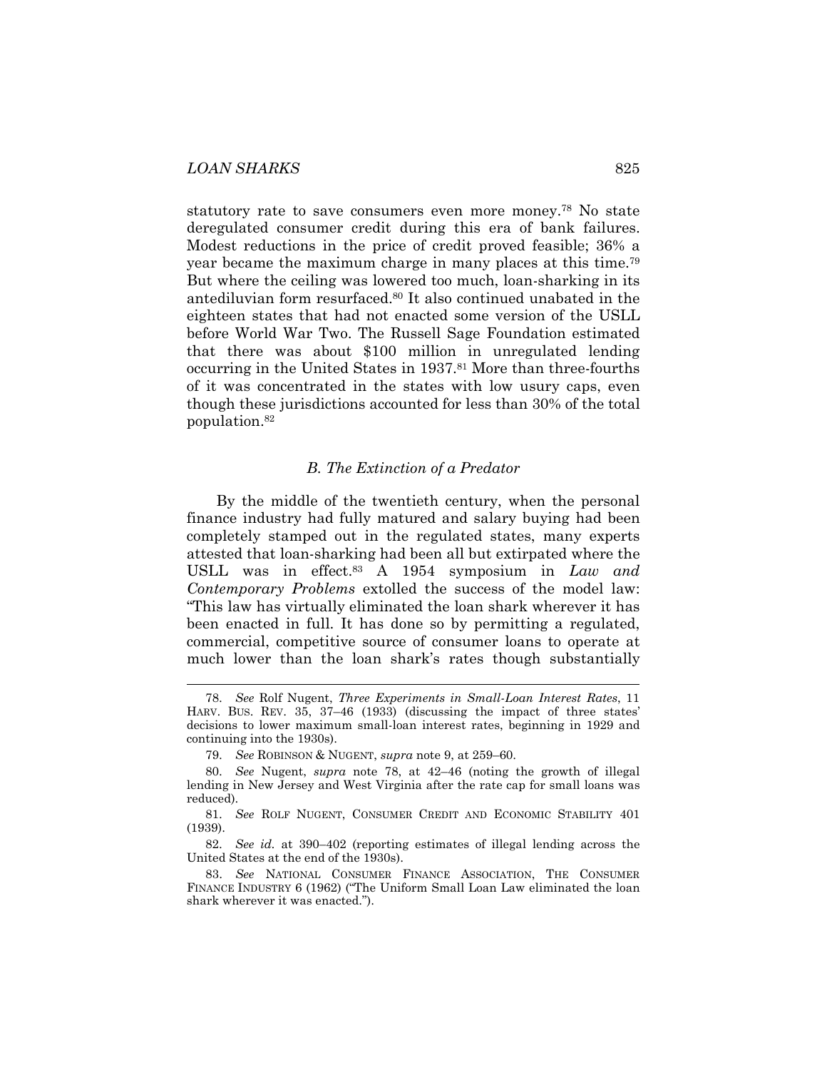statutory rate to save consumers even more money.[78] No state deregulated consumer credit during this era of bank failures. Modest reductions in the price of credit proved feasible; 36% a year became the maximum charge in many places at this time.[79] But where the ceiling was lowered too much, loan-sharking in its antediluvian form resurfaced.[80] It also continued unabated in the eighteen states that had not enacted some version of the USLL before World War Two. The Russell Sage Foundation estimated that there was about $100 million in unregulated lending occurring in the United States in 1937.[81] More than three-fourths of it was concentrated in the states with low usury caps, even though these jurisdictions accounted for less than 30% of the total population.[82]

### *B. The Extinction of a Predator*

By the middle of the twentieth century, when the personal finance industry had fully matured and salary buying had been completely stamped out in the regulated states, many experts attested that loan-sharking had been all but extirpated where the USLL was in effect.[83] A 1954 symposium in *Law and Contemporary Problems* extolled the success of the model law: "This law has virtually eliminated the loan shark wherever it has been enacted in full. It has done so by permitting a regulated, commercial, competitive source of consumer loans to operate at much lower than the loan shark's rates though substantially

---

78. *See* Rolf Nugent, *Three Experiments in Small-Loan Interest Rates*, 11 HARV. BUS. REV. 35, 37–46 (1933) (discussing the impact of three states' decisions to lower maximum small-loan interest rates, beginning in 1929 and continuing into the 1930s).

79. *See* ROBINSON & NUGENT, *supra* note 9, at 259–60.

80. *See* Nugent, *supra* note 78, at 42–46 (noting the growth of illegal lending in New Jersey and West Virginia after the rate cap for small loans was reduced).

81. *See* ROLF NUGENT, CONSUMER CREDIT AND ECONOMIC STABILITY 401 (1939).

82. *See id.* at 390–402 (reporting estimates of illegal lending across the United States at the end of the 1930s).

83. *See* NATIONAL CONSUMER FINANCE ASSOCIATION, THE CONSUMER FINANCE INDUSTRY 6 (1962) ("The Uniform Small Loan Law eliminated the loan shark wherever it was enacted.").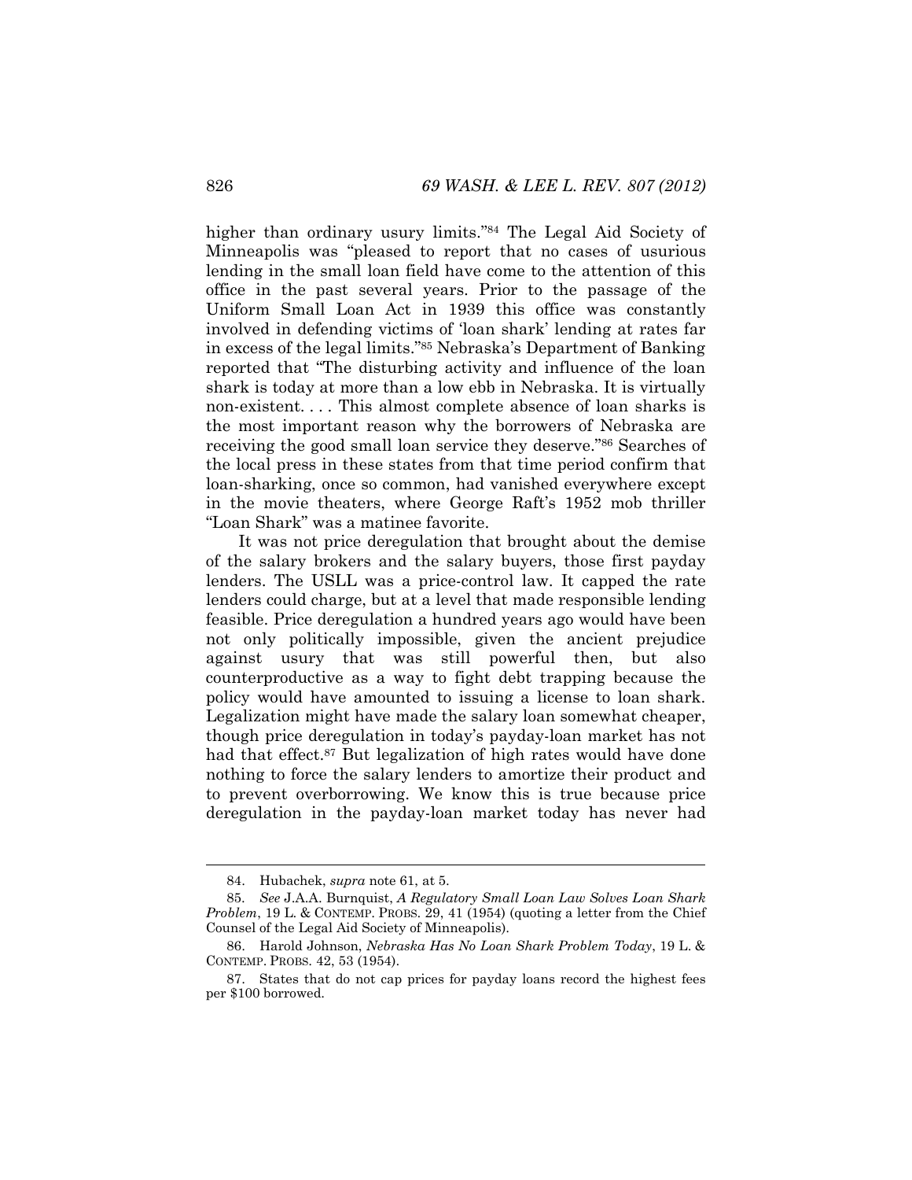higher than ordinary usury limits."[84] The Legal Aid Society of Minneapolis was "pleased to report that no cases of usurious lending in the small loan field have come to the attention of this office in the past several years. Prior to the passage of the Uniform Small Loan Act in 1939 this office was constantly involved in defending victims of 'loan shark' lending at rates far in excess of the legal limits."[85] Nebraska's Department of Banking reported that "The disturbing activity and influence of the loan shark is today at more than a low ebb in Nebraska. It is virtually non-existent. . . . This almost complete absence of loan sharks is the most important reason why the borrowers of Nebraska are receiving the good small loan service they deserve."[86] Searches of the local press in these states from that time period confirm that loan-sharking, once so common, had vanished everywhere except in the movie theaters, where George Raft's 1952 mob thriller "Loan Shark" was a matinee favorite.

It was not price deregulation that brought about the demise of the salary brokers and the salary buyers, those first payday lenders. The USLL was a price-control law. It capped the rate lenders could charge, but at a level that made responsible lending feasible. Price deregulation a hundred years ago would have been not only politically impossible, given the ancient prejudice against usury that was still powerful then, but also counterproductive as a way to fight debt trapping because the policy would have amounted to issuing a license to loan shark. Legalization might have made the salary loan somewhat cheaper, though price deregulation in today's payday-loan market has not had that effect.[87] But legalization of high rates would have done nothing to force the salary lenders to amortize their product and to prevent overborrowing. We know this is true because price deregulation in the payday-loan market today has never had

---

84. Hubachek, *supra* note 61, at 5.

85. *See* J.A.A. Burnquist, *A Regulatory Small Loan Law Solves Loan Shark Problem*, 19 L. & CONTEMP. PROBS. 29, 41 (1954) (quoting a letter from the Chief Counsel of the Legal Aid Society of Minneapolis).

86. Harold Johnson, *Nebraska Has No Loan Shark Problem Today*, 19 L. & CONTEMP. PROBS. 42, 53 (1954).

87. States that do not cap prices for payday loans record the highest fees per $100 borrowed.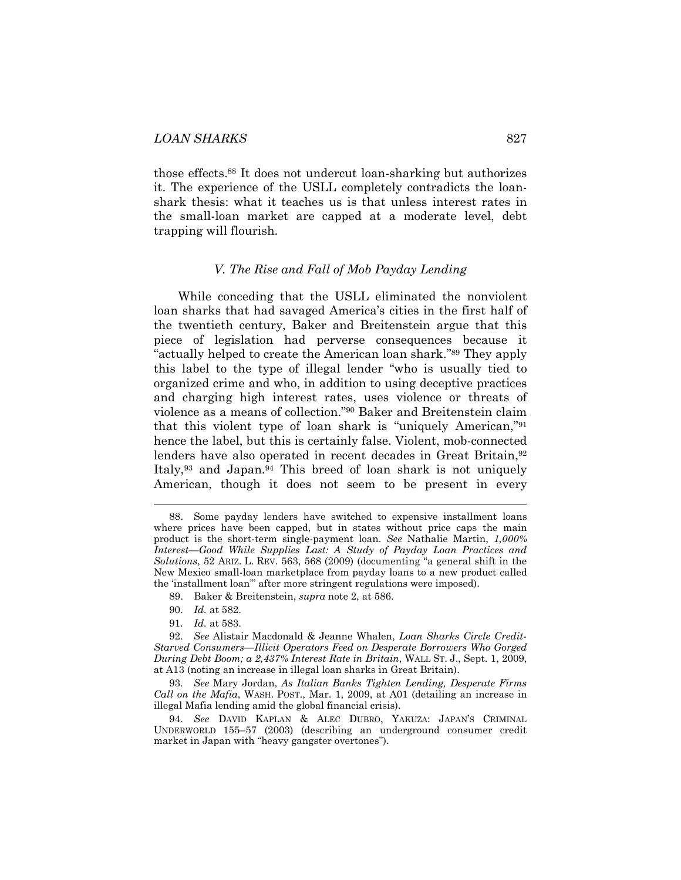those effects.[88] It does not undercut loan-sharking but authorizes it. The experience of the USLL completely contradicts the loan-shark thesis: what it teaches us is that unless interest rates in the small-loan market are capped at a moderate level, debt trapping will flourish.

### *V. The Rise and Fall of Mob Payday Lending*

While conceding that the USLL eliminated the nonviolent loan sharks that had savaged America's cities in the first half of the twentieth century, Baker and Breitenstein argue that this piece of legislation had perverse consequences because it "actually helped to create the American loan shark."[89] They apply this label to the type of illegal lender "who is usually tied to organized crime and who, in addition to using deceptive practices and charging high interest rates, uses violence or threats of violence as a means of collection."[90] Baker and Breitenstein claim that this violent type of loan shark is "uniquely American,"[91] hence the label, but this is certainly false. Violent, mob-connected lenders have also operated in recent decades in Great Britain,[92] Italy,[93] and Japan.[94] This breed of loan shark is not uniquely American, though it does not seem to be present in every

---

88. Some payday lenders have switched to expensive installment loans where prices have been capped, but in states without price caps the main product is the short-term single-payment loan. *See* Nathalie Martin, *1,000% Interest—Good While Supplies Last: A Study of Payday Loan Practices and Solutions*, 52 ARIZ. L. REV. 563, 568 (2009) (documenting "a general shift in the New Mexico small-loan marketplace from payday loans to a new product called the 'installment loan'" after more stringent regulations were imposed).

89. Baker & Breitenstein, *supra* note 2, at 586.

90. *Id.* at 582.

91. *Id.* at 583.

92. *See* Alistair Macdonald & Jeanne Whalen, *Loan Sharks Circle Credit-Starved Consumers—Illicit Operators Feed on Desperate Borrowers Who Gorged During Debt Boom; a 2,437% Interest Rate in Britain*, WALL ST. J., Sept. 1, 2009, at A13 (noting an increase in illegal loan sharks in Great Britain).

93. *See* Mary Jordan, *As Italian Banks Tighten Lending, Desperate Firms Call on the Mafia*, WASH. POST., Mar. 1, 2009, at A01 (detailing an increase in illegal Mafia lending amid the global financial crisis).

94. *See* DAVID KAPLAN & ALEC DUBRO, YAKUZA: JAPAN'S CRIMINAL UNDERWORLD 155–57 (2003) (describing an underground consumer credit market in Japan with "heavy gangster overtones").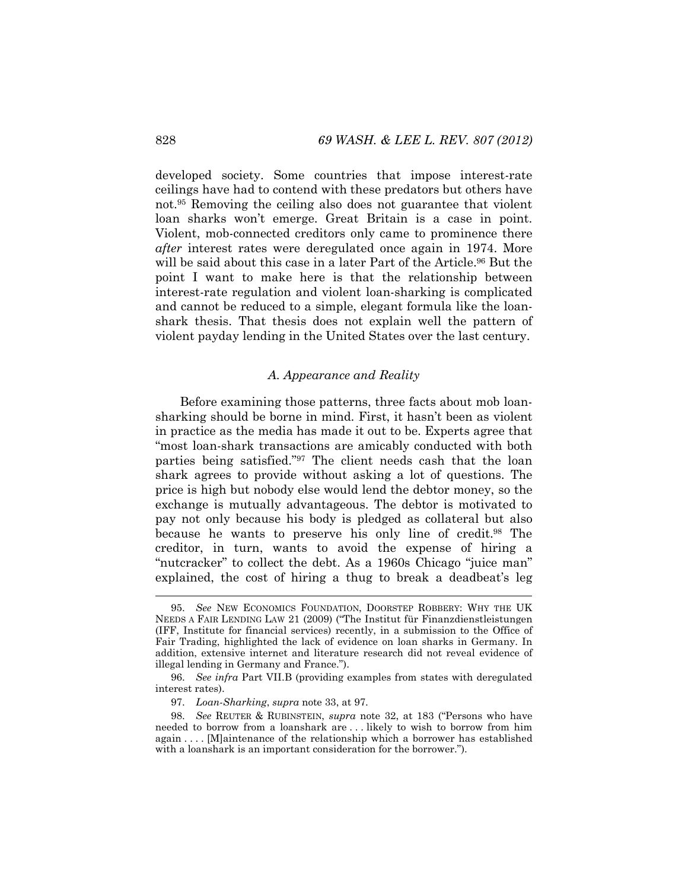developed society. Some countries that impose interest-rate ceilings have had to contend with these predators but others have not.[95] Removing the ceiling also does not guarantee that violent loan sharks won't emerge. Great Britain is a case in point. Violent, mob-connected creditors only came to prominence there *after* interest rates were deregulated once again in 1974. More will be said about this case in a later Part of the Article.[96] But the point I want to make here is that the relationship between interest-rate regulation and violent loan-sharking is complicated and cannot be reduced to a simple, elegant formula like the loan-shark thesis. That thesis does not explain well the pattern of violent payday lending in the United States over the last century.

### *A. Appearance and Reality*

Before examining those patterns, three facts about mob loan-sharking should be borne in mind. First, it hasn't been as violent in practice as the media has made it out to be. Experts agree that "most loan-shark transactions are amicably conducted with both parties being satisfied."[97] The client needs cash that the loan shark agrees to provide without asking a lot of questions. The price is high but nobody else would lend the debtor money, so the exchange is mutually advantageous. The debtor is motivated to pay not only because his body is pledged as collateral but also because he wants to preserve his only line of credit.[98] The creditor, in turn, wants to avoid the expense of hiring a "nutcracker" to collect the debt. As a 1960s Chicago "juice man" explained, the cost of hiring a thug to break a deadbeat's leg

---

95. *See* NEW ECONOMICS FOUNDATION, DOORSTEP ROBBERY: WHY THE UK NEEDS A FAIR LENDING LAW 21 (2009) ("The Institut für Finanzdienstleistungen (IFF, Institute for financial services) recently, in a submission to the Office of Fair Trading, highlighted the lack of evidence on loan sharks in Germany. In addition, extensive internet and literature research did not reveal evidence of illegal lending in Germany and France.").

96. *See infra* Part VII.B (providing examples from states with deregulated interest rates).

97. *Loan-Sharking*, *supra* note 33, at 97.

98. *See* REUTER & RUBINSTEIN, *supra* note 32, at 183 ("Persons who have needed to borrow from a loanshark are . . . likely to wish to borrow from him again . . . . [M]aintenance of the relationship which a borrower has established with a loanshark is an important consideration for the borrower.").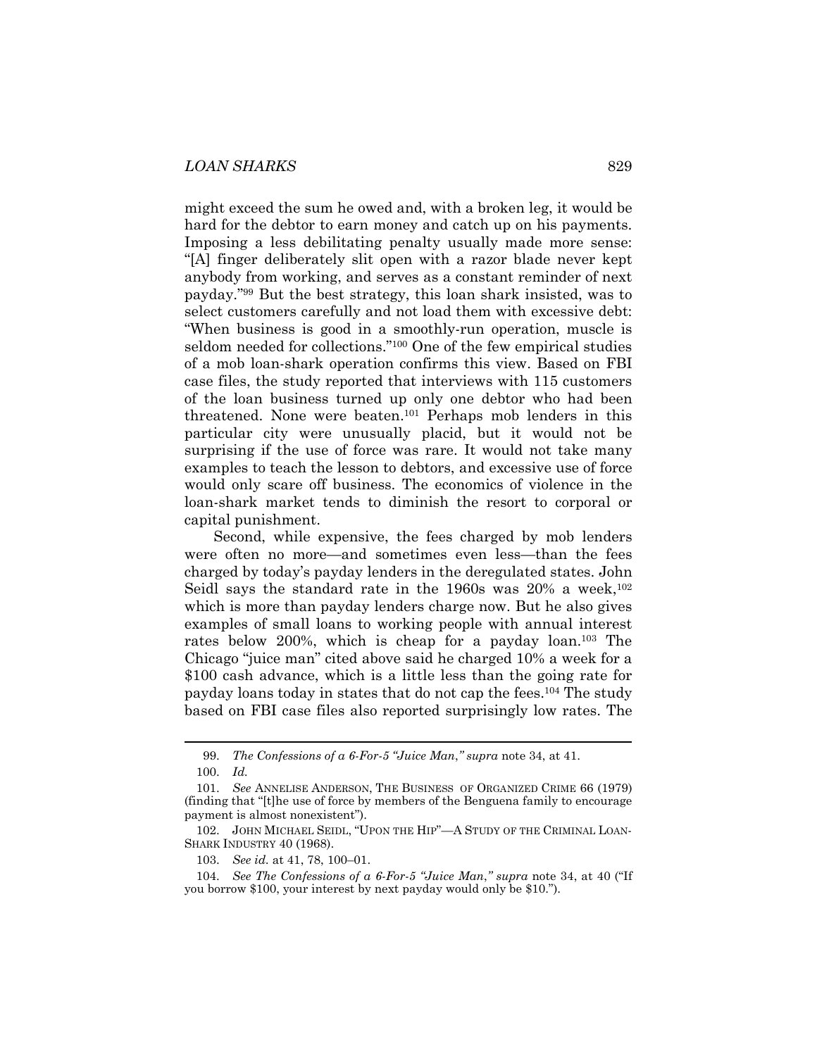might exceed the sum he owed and, with a broken leg, it would be hard for the debtor to earn money and catch up on his payments. Imposing a less debilitating penalty usually made more sense: "[A] finger deliberately slit open with a razor blade never kept anybody from working, and serves as a constant reminder of next payday."[99] But the best strategy, this loan shark insisted, was to select customers carefully and not load them with excessive debt: "When business is good in a smoothly-run operation, muscle is seldom needed for collections."[100] One of the few empirical studies of a mob loan-shark operation confirms this view. Based on FBI case files, the study reported that interviews with 115 customers of the loan business turned up only one debtor who had been threatened. None were beaten.[101] Perhaps mob lenders in this particular city were unusually placid, but it would not be surprising if the use of force was rare. It would not take many examples to teach the lesson to debtors, and excessive use of force would only scare off business. The economics of violence in the loan-shark market tends to diminish the resort to corporal or capital punishment.

Second, while expensive, the fees charged by mob lenders were often no more—and sometimes even less—than the fees charged by today's payday lenders in the deregulated states. John Seidl says the standard rate in the 1960s was 20% a week,[102] which is more than payday lenders charge now. But he also gives examples of small loans to working people with annual interest rates below 200%, which is cheap for a payday loan.[103] The Chicago "juice man" cited above said he charged 10% a week for a $100 cash advance, which is a little less than the going rate for payday loans today in states that do not cap the fees.[104] The study based on FBI case files also reported surprisingly low rates. The

---

99. *The Confessions of a 6-For-5 "Juice Man," supra* note 34, at 41.

100. *Id.*

101. *See* ANNELISE ANDERSON, THE BUSINESS OF ORGANIZED CRIME 66 (1979) (finding that "[t]he use of force by members of the Benguena family to encourage payment is almost nonexistent").

102. JOHN MICHAEL SEIDL, "UPON THE HIP"—A STUDY OF THE CRIMINAL LOAN-SHARK INDUSTRY 40 (1968).

103. *See id.* at 41, 78, 100–01.

104. *See The Confessions of a 6-For-5 "Juice Man," supra* note 34, at 40 ("If you borrow $100, your interest by next payday would only be $10.").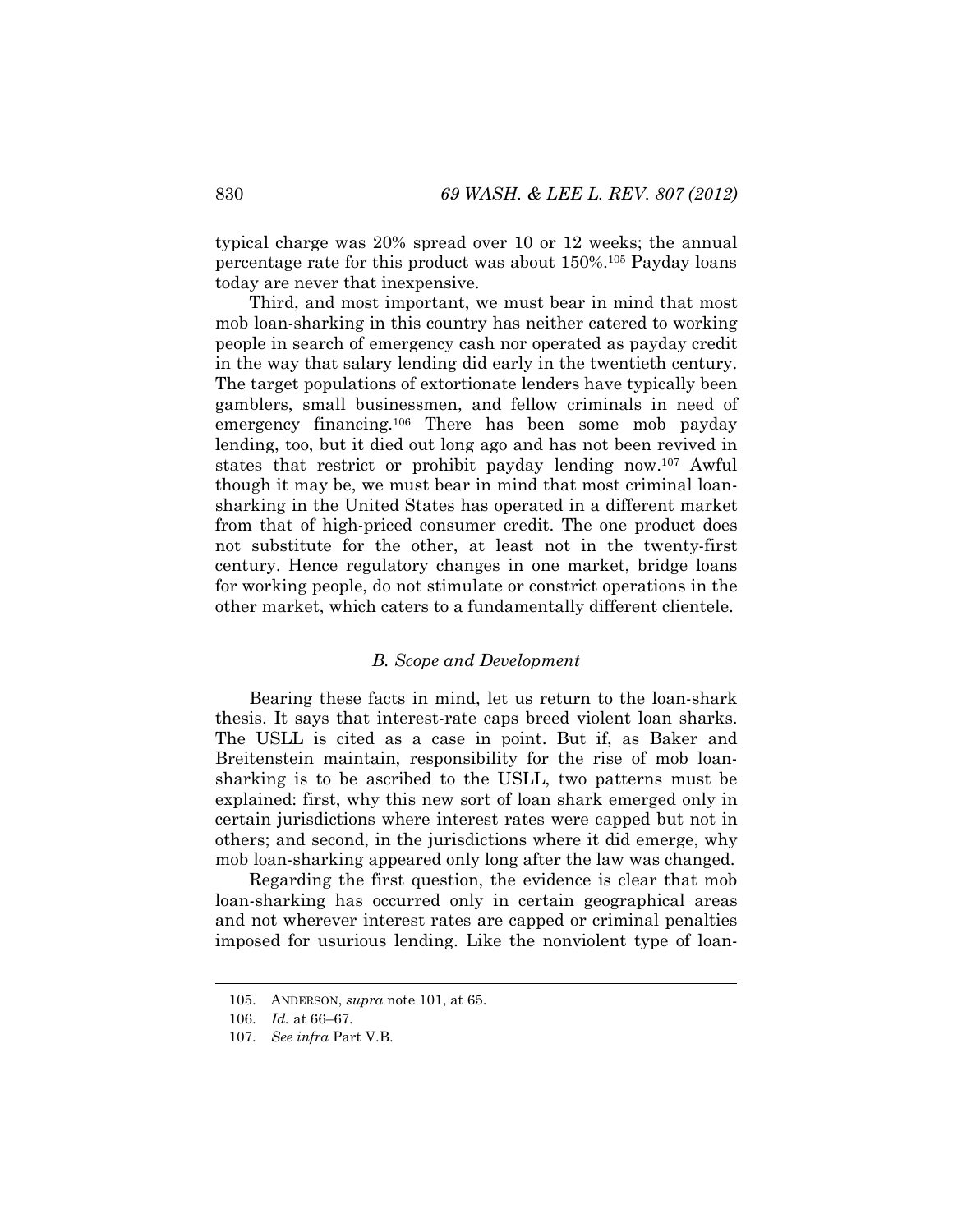typical charge was 20% spread over 10 or 12 weeks; the annual percentage rate for this product was about 150%.[105] Payday loans today are never that inexpensive.

Third, and most important, we must bear in mind that most mob loan-sharking in this country has neither catered to working people in search of emergency cash nor operated as payday credit in the way that salary lending did early in the twentieth century. The target populations of extortionate lenders have typically been gamblers, small businessmen, and fellow criminals in need of emergency financing.[106] There has been some mob payday lending, too, but it died out long ago and has not been revived in states that restrict or prohibit payday lending now.[107] Awful though it may be, we must bear in mind that most criminal loan-sharking in the United States has operated in a different market from that of high-priced consumer credit. The one product does not substitute for the other, at least not in the twenty-first century. Hence regulatory changes in one market, bridge loans for working people, do not stimulate or constrict operations in the other market, which caters to a fundamentally different clientele.

### *B. Scope and Development*

Bearing these facts in mind, let us return to the loan-shark thesis. It says that interest-rate caps breed violent loan sharks. The USLL is cited as a case in point. But if, as Baker and Breitenstein maintain, responsibility for the rise of mob loan-sharking is to be ascribed to the USLL, two patterns must be explained: first, why this new sort of loan shark emerged only in certain jurisdictions where interest rates were capped but not in others; and second, in the jurisdictions where it did emerge, why mob loan-sharking appeared only long after the law was changed.

Regarding the first question, the evidence is clear that mob loan-sharking has occurred only in certain geographical areas and not wherever interest rates are capped or criminal penalties imposed for usurious lending. Like the nonviolent type of loan-

---

105. ANDERSON, *supra* note 101, at 65.

106. *Id.* at 66–67.

107. *See infra* Part V.B.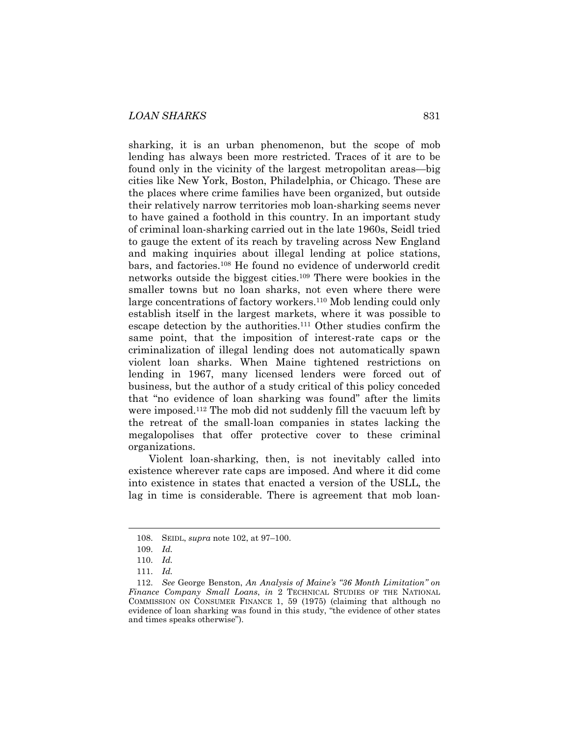sharking, it is an urban phenomenon, but the scope of mob lending has always been more restricted. Traces of it are to be found only in the vicinity of the largest metropolitan areas—big cities like New York, Boston, Philadelphia, or Chicago. These are the places where crime families have been organized, but outside their relatively narrow territories mob loan-sharking seems never to have gained a foothold in this country. In an important study of criminal loan-sharking carried out in the late 1960s, Seidl tried to gauge the extent of its reach by traveling across New England and making inquiries about illegal lending at police stations, bars, and factories.[108] He found no evidence of underworld credit networks outside the biggest cities.[109] There were bookies in the smaller towns but no loan sharks, not even where there were large concentrations of factory workers.[110] Mob lending could only establish itself in the largest markets, where it was possible to escape detection by the authorities.[111] Other studies confirm the same point, that the imposition of interest-rate caps or the criminalization of illegal lending does not automatically spawn violent loan sharks. When Maine tightened restrictions on lending in 1967, many licensed lenders were forced out of business, but the author of a study critical of this policy conceded that "no evidence of loan sharking was found" after the limits were imposed.[112] The mob did not suddenly fill the vacuum left by the retreat of the small-loan companies in states lacking the megalopolises that offer protective cover to these criminal organizations.

Violent loan-sharking, then, is not inevitably called into existence wherever rate caps are imposed. And where it did come into existence in states that enacted a version of the USLL, the lag in time is considerable. There is agreement that mob loan-

---

108. SEIDL, *supra* note 102, at 97–100.

109. *Id.*

110. *Id.*

111. *Id.*

112. *See* George Benston, *An Analysis of Maine's "36 Month Limitation" on Finance Company Small Loans*, *in* 2 TECHNICAL STUDIES OF THE NATIONAL COMMISSION ON CONSUMER FINANCE 1, 59 (1975) (claiming that although no evidence of loan sharking was found in this study, "the evidence of other states and times speaks otherwise").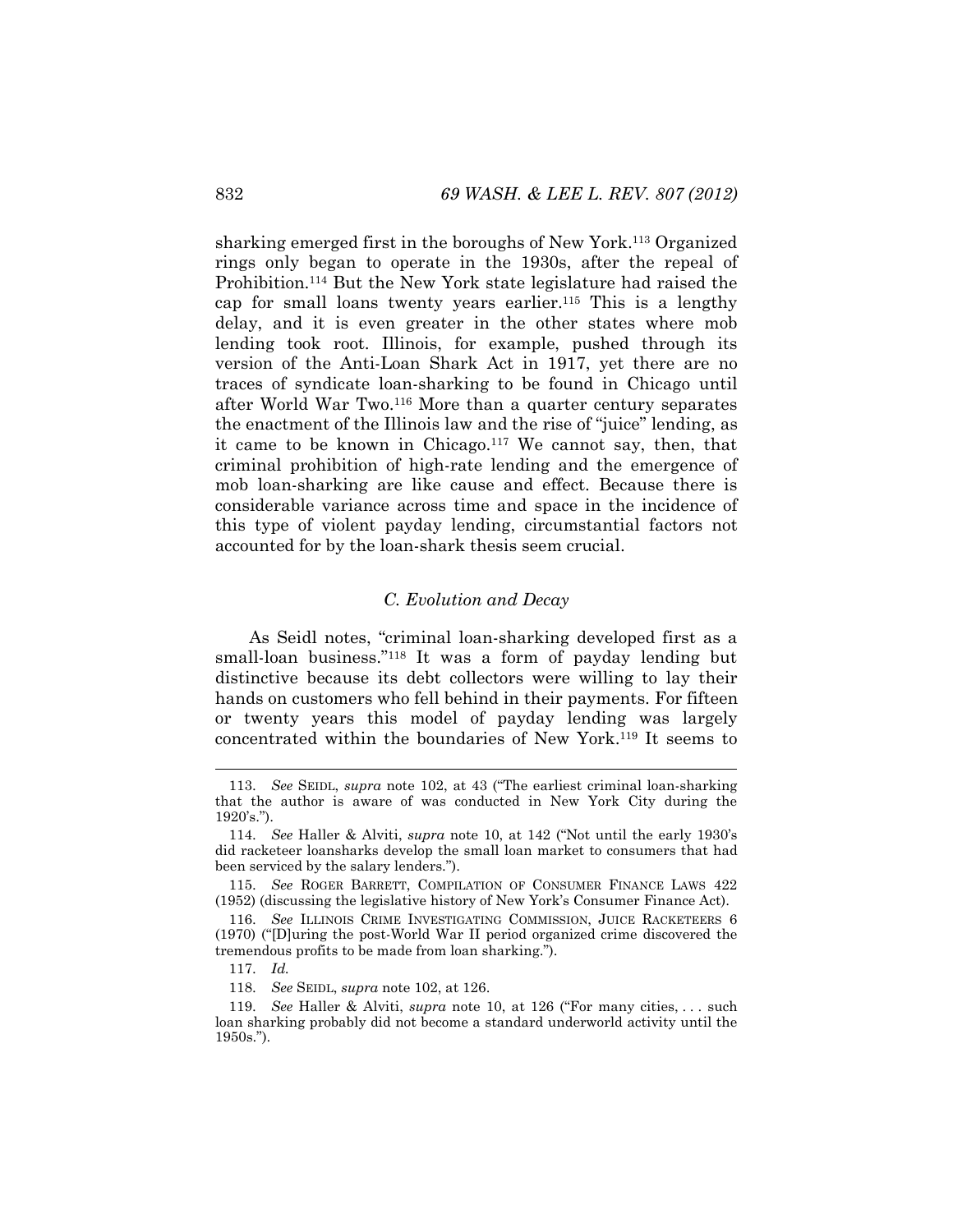sharking emerged first in the boroughs of New York.[113] Organized rings only began to operate in the 1930s, after the repeal of Prohibition.[114] But the New York state legislature had raised the cap for small loans twenty years earlier.[115] This is a lengthy delay, and it is even greater in the other states where mob lending took root. Illinois, for example, pushed through its version of the Anti-Loan Shark Act in 1917, yet there are no traces of syndicate loan-sharking to be found in Chicago until after World War Two.[116] More than a quarter century separates the enactment of the Illinois law and the rise of "juice" lending, as it came to be known in Chicago.[117] We cannot say, then, that criminal prohibition of high-rate lending and the emergence of mob loan-sharking are like cause and effect. Because there is considerable variance across time and space in the incidence of this type of violent payday lending, circumstantial factors not accounted for by the loan-shark thesis seem crucial.

### *C. Evolution and Decay*

As Seidl notes, "criminal loan-sharking developed first as a small-loan business."[118] It was a form of payday lending but distinctive because its debt collectors were willing to lay their hands on customers who fell behind in their payments. For fifteen or twenty years this model of payday lending was largely concentrated within the boundaries of New York.[119] It seems to

---

113. *See* SEIDL, *supra* note 102, at 43 ("The earliest criminal loan-sharking that the author is aware of was conducted in New York City during the 1920's.").

114. *See* Haller & Alviti, *supra* note 10, at 142 ("Not until the early 1930's did racketeer loansharks develop the small loan market to consumers that had been serviced by the salary lenders.").

115. *See* ROGER BARRETT, COMPILATION OF CONSUMER FINANCE LAWS 422 (1952) (discussing the legislative history of New York's Consumer Finance Act).

116. *See* ILLINOIS CRIME INVESTIGATING COMMISSION, JUICE RACKETEERS 6 (1970) ("[D]uring the post-World War II period organized crime discovered the tremendous profits to be made from loan sharking.").

117. *Id.*

118. *See* SEIDL, *supra* note 102, at 126.

119. *See* Haller & Alviti, *supra* note 10, at 126 ("For many cities, . . . such loan sharking probably did not become a standard underworld activity until the 1950s.").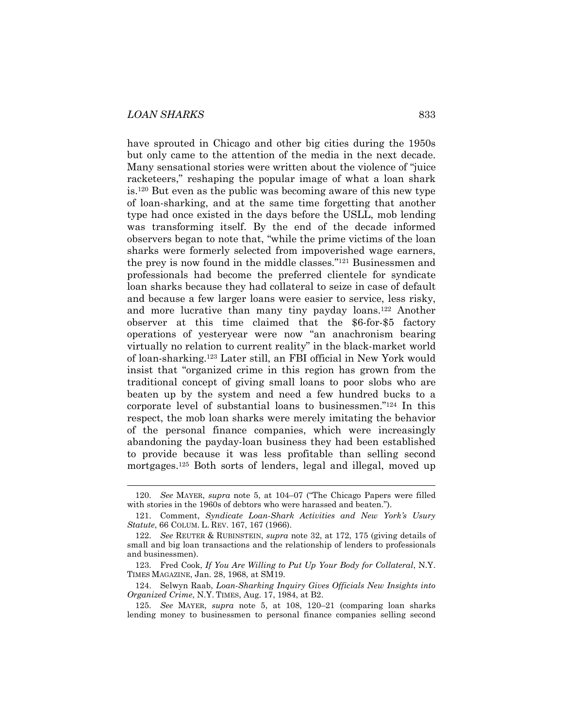have sprouted in Chicago and other big cities during the 1950s but only came to the attention of the media in the next decade. Many sensational stories were written about the violence of "juice racketeers," reshaping the popular image of what a loan shark is.[120] But even as the public was becoming aware of this new type of loan-sharking, and at the same time forgetting that another type had once existed in the days before the USLL, mob lending was transforming itself. By the end of the decade informed observers began to note that, "while the prime victims of the loan sharks were formerly selected from impoverished wage earners, the prey is now found in the middle classes."[121] Businessmen and professionals had become the preferred clientele for syndicate loan sharks because they had collateral to seize in case of default and because a few larger loans were easier to service, less risky, and more lucrative than many tiny payday loans.[122] Another observer at this time claimed that the $6-for-$5 factory operations of yesteryear were now "an anachronism bearing virtually no relation to current reality" in the black-market world of loan-sharking.[123] Later still, an FBI official in New York would insist that "organized crime in this region has grown from the traditional concept of giving small loans to poor slobs who are beaten up by the system and need a few hundred bucks to a corporate level of substantial loans to businessmen."[124] In this respect, the mob loan sharks were merely imitating the behavior of the personal finance companies, which were increasingly abandoning the payday-loan business they had been established to provide because it was less profitable than selling second mortgages.[125] Both sorts of lenders, legal and illegal, moved up

---

120. *See* MAYER, *supra* note 5, at 104–07 ("The Chicago Papers were filled with stories in the 1960s of debtors who were harassed and beaten.").

121. Comment, *Syndicate Loan-Shark Activities and New York's Usury Statute*, 66 COLUM. L. REV. 167, 167 (1966).

122. *See* REUTER & RUBINSTEIN, *supra* note 32, at 172, 175 (giving details of small and big loan transactions and the relationship of lenders to professionals and businessmen).

123. Fred Cook, *If You Are Willing to Put Up Your Body for Collateral*, N.Y. TIMES MAGAZINE, Jan. 28, 1968, at SM19.

124. Selwyn Raab, *Loan-Sharking Inquiry Gives Officials New Insights into Organized Crime*, N.Y. TIMES, Aug. 17, 1984, at B2.

125. *See* MAYER, *supra* note 5, at 108, 120–21 (comparing loan sharks lending money to businessmen to personal finance companies selling second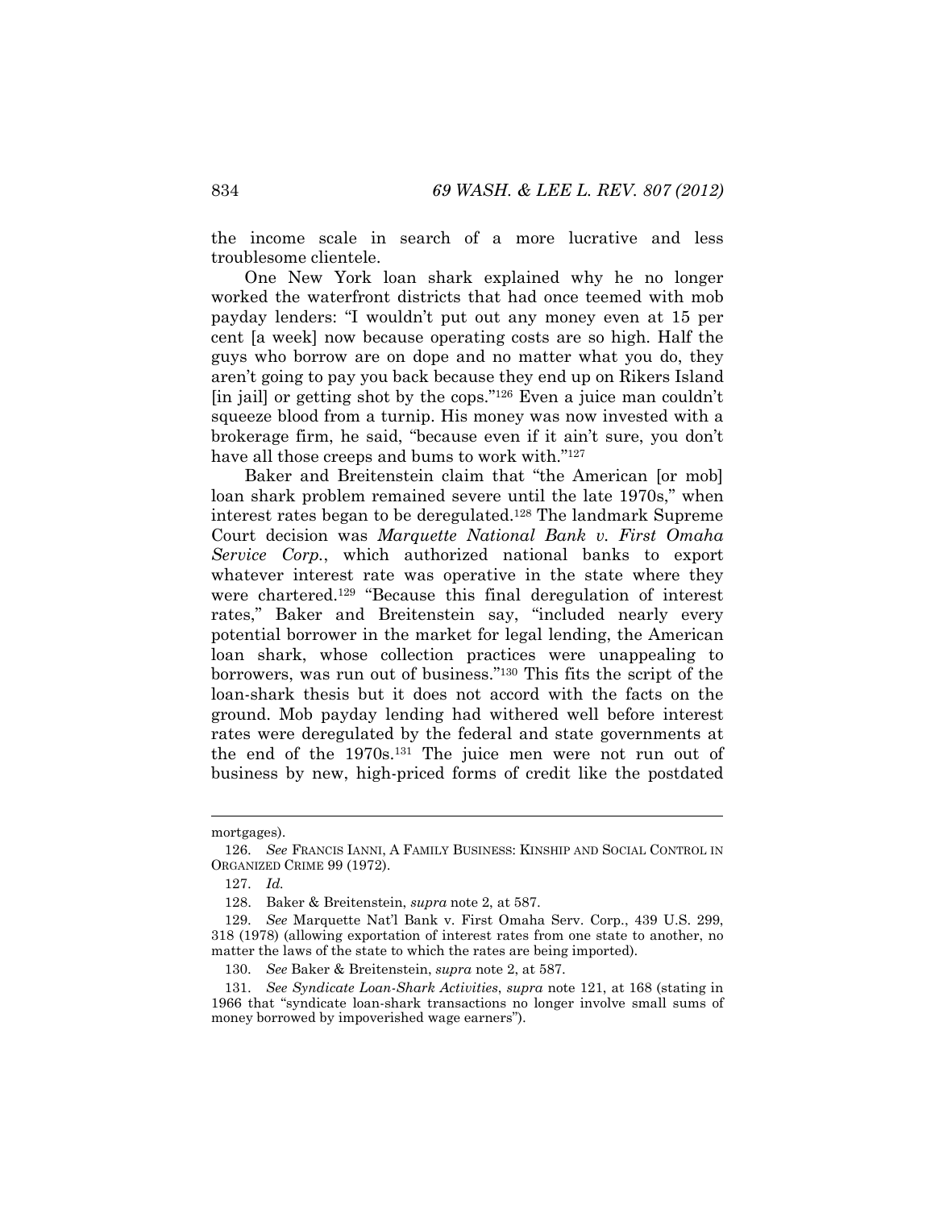the income scale in search of a more lucrative and less troublesome clientele.

One New York loan shark explained why he no longer worked the waterfront districts that had once teemed with mob payday lenders: "I wouldn't put out any money even at 15 per cent [a week] now because operating costs are so high. Half the guys who borrow are on dope and no matter what you do, they aren't going to pay you back because they end up on Rikers Island [in jail] or getting shot by the cops."[126] Even a juice man couldn't squeeze blood from a turnip. His money was now invested with a brokerage firm, he said, "because even if it ain't sure, you don't have all those creeps and bums to work with."[127]

Baker and Breitenstein claim that "the American [or mob] loan shark problem remained severe until the late 1970s," when interest rates began to be deregulated.[128] The landmark Supreme Court decision was *Marquette National Bank v. First Omaha Service Corp.*, which authorized national banks to export whatever interest rate was operative in the state where they were chartered.[129] "Because this final deregulation of interest rates," Baker and Breitenstein say, "included nearly every potential borrower in the market for legal lending, the American loan shark, whose collection practices were unappealing to borrowers, was run out of business."[130] This fits the script of the loan-shark thesis but it does not accord with the facts on the ground. Mob payday lending had withered well before interest rates were deregulated by the federal and state governments at the end of the 1970s.[131] The juice men were not run out of business by new, high-priced forms of credit like the postdated

---

mortgages).

126. *See* FRANCIS IANNI, A FAMILY BUSINESS: KINSHIP AND SOCIAL CONTROL IN ORGANIZED CRIME 99 (1972).

127. *Id.*

128. Baker & Breitenstein, *supra* note 2, at 587.

129. *See* Marquette Nat'l Bank v. First Omaha Serv. Corp., 439 U.S. 299, 318 (1978) (allowing exportation of interest rates from one state to another, no matter the laws of the state to which the rates are being imported).

130. *See* Baker & Breitenstein, *supra* note 2, at 587.

131. *See Syndicate Loan-Shark Activities*, *supra* note 121, at 168 (stating in 1966 that "syndicate loan-shark transactions no longer involve small sums of money borrowed by impoverished wage earners").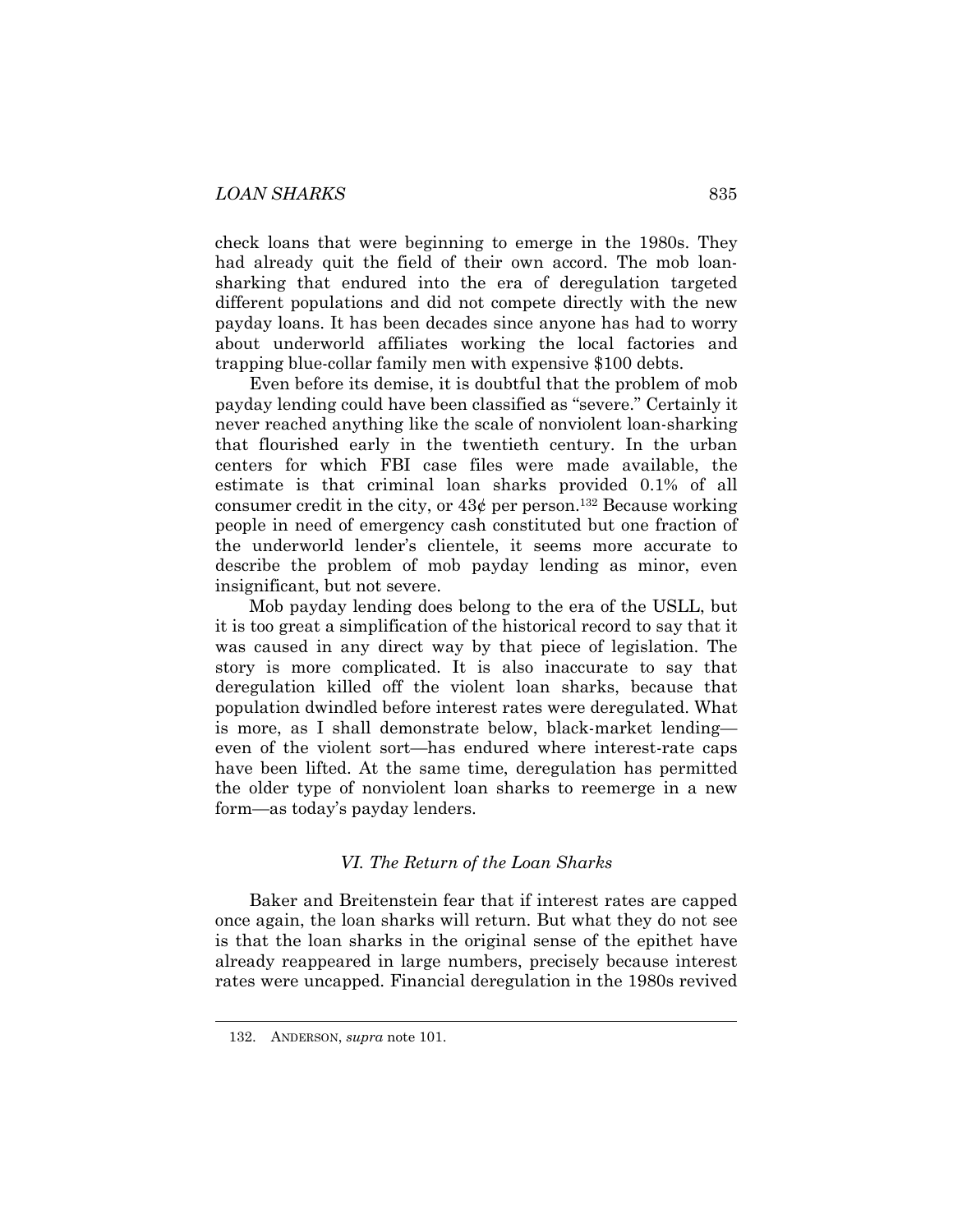check loans that were beginning to emerge in the 1980s. They had already quit the field of their own accord. The mob loan-sharking that endured into the era of deregulation targeted different populations and did not compete directly with the new payday loans. It has been decades since anyone has had to worry about underworld affiliates working the local factories and trapping blue-collar family men with expensive $100 debts.

Even before its demise, it is doubtful that the problem of mob payday lending could have been classified as "severe." Certainly it never reached anything like the scale of nonviolent loan-sharking that flourished early in the twentieth century. In the urban centers for which FBI case files were made available, the estimate is that criminal loan sharks provided 0.1% of all consumer credit in the city, or 43¢ per person.[132] Because working people in need of emergency cash constituted but one fraction of the underworld lender's clientele, it seems more accurate to describe the problem of mob payday lending as minor, even insignificant, but not severe.

Mob payday lending does belong to the era of the USLL, but it is too great a simplification of the historical record to say that it was caused in any direct way by that piece of legislation. The story is more complicated. It is also inaccurate to say that deregulation killed off the violent loan sharks, because that population dwindled before interest rates were deregulated. What is more, as I shall demonstrate below, black-market lending—even of the violent sort—has endured where interest-rate caps have been lifted. At the same time, deregulation has permitted the older type of nonviolent loan sharks to reemerge in a new form—as today's payday lenders.

## *VI. The Return of the Loan Sharks*

Baker and Breitenstein fear that if interest rates are capped once again, the loan sharks will return. But what they do not see is that the loan sharks in the original sense of the epithet have already reappeared in large numbers, precisely because interest rates were uncapped. Financial deregulation in the 1980s revived

---

132. ANDERSON, *supra* note 101.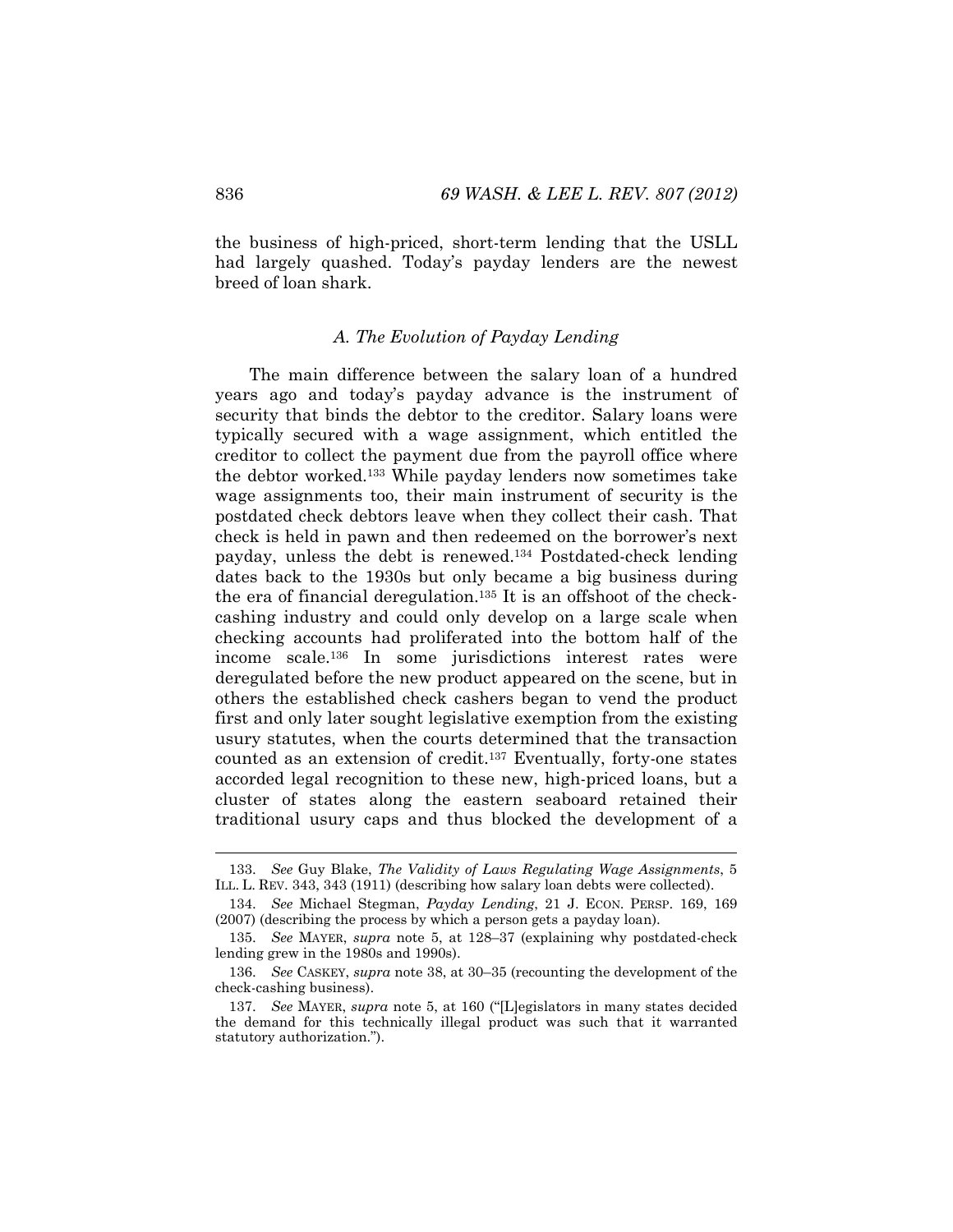the business of high-priced, short-term lending that the USLL had largely quashed. Today's payday lenders are the newest breed of loan shark.

### *A. The Evolution of Payday Lending*

The main difference between the salary loan of a hundred years ago and today's payday advance is the instrument of security that binds the debtor to the creditor. Salary loans were typically secured with a wage assignment, which entitled the creditor to collect the payment due from the payroll office where the debtor worked.[133] While payday lenders now sometimes take wage assignments too, their main instrument of security is the postdated check debtors leave when they collect their cash. That check is held in pawn and then redeemed on the borrower's next payday, unless the debt is renewed.[134] Postdated-check lending dates back to the 1930s but only became a big business during the era of financial deregulation.[135] It is an offshoot of the check-cashing industry and could only develop on a large scale when checking accounts had proliferated into the bottom half of the income scale.[136] In some jurisdictions interest rates were deregulated before the new product appeared on the scene, but in others the established check cashers began to vend the product first and only later sought legislative exemption from the existing usury statutes, when the courts determined that the transaction counted as an extension of credit.[137] Eventually, forty-one states accorded legal recognition to these new, high-priced loans, but a cluster of states along the eastern seaboard retained their traditional usury caps and thus blocked the development of a

---

133. *See* Guy Blake, *The Validity of Laws Regulating Wage Assignments*, 5 ILL. L. REV. 343, 343 (1911) (describing how salary loan debts were collected).

134. *See* Michael Stegman, *Payday Lending*, 21 J. ECON. PERSP. 169, 169 (2007) (describing the process by which a person gets a payday loan).

135. *See* MAYER, *supra* note 5, at 128–37 (explaining why postdated-check lending grew in the 1980s and 1990s).

136. *See* CASKEY, *supra* note 38, at 30–35 (recounting the development of the check-cashing business).

137. *See* MAYER, *supra* note 5, at 160 ("[L]egislators in many states decided the demand for this technically illegal product was such that it warranted statutory authorization.").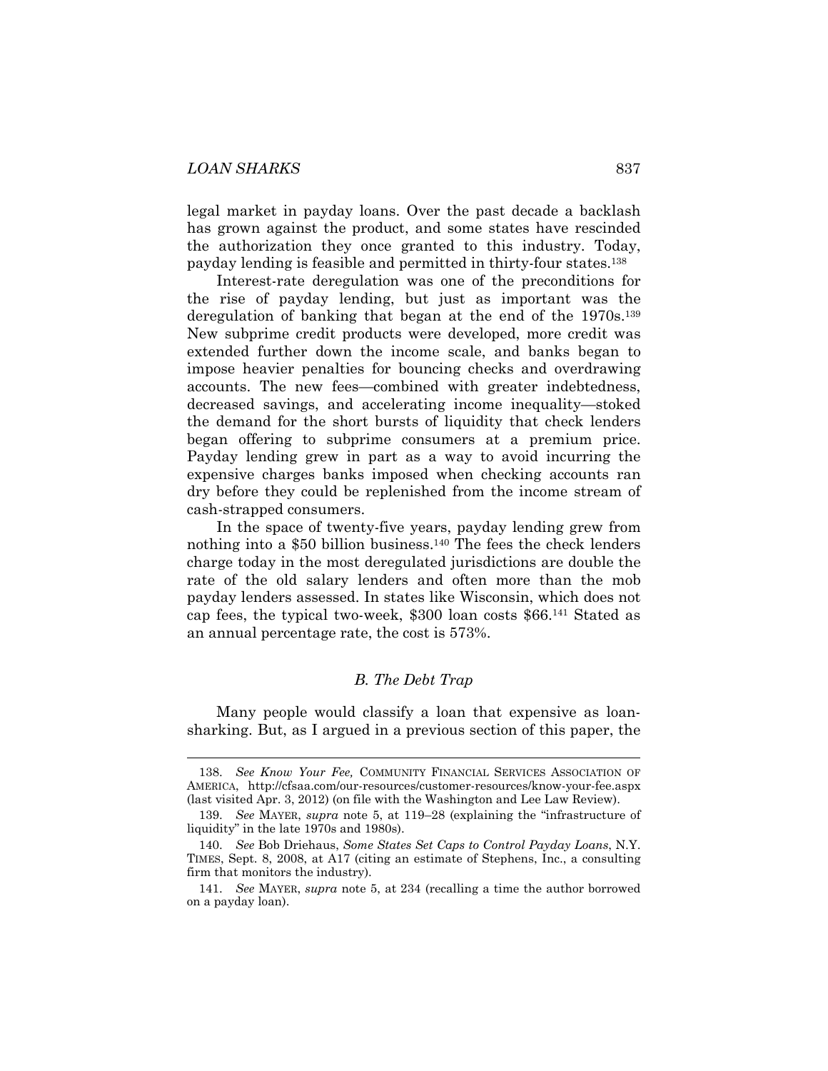legal market in payday loans. Over the past decade a backlash has grown against the product, and some states have rescinded the authorization they once granted to this industry. Today, payday lending is feasible and permitted in thirty-four states.[138]

Interest-rate deregulation was one of the preconditions for the rise of payday lending, but just as important was the deregulation of banking that began at the end of the 1970s.[139] New subprime credit products were developed, more credit was extended further down the income scale, and banks began to impose heavier penalties for bouncing checks and overdrawing accounts. The new fees—combined with greater indebtedness, decreased savings, and accelerating income inequality—stoked the demand for the short bursts of liquidity that check lenders began offering to subprime consumers at a premium price. Payday lending grew in part as a way to avoid incurring the expensive charges banks imposed when checking accounts ran dry before they could be replenished from the income stream of cash-strapped consumers.

In the space of twenty-five years, payday lending grew from nothing into a $50 billion business.[140] The fees the check lenders charge today in the most deregulated jurisdictions are double the rate of the old salary lenders and often more than the mob payday lenders assessed. In states like Wisconsin, which does not cap fees, the typical two-week, $300 loan costs $66.[141] Stated as an annual percentage rate, the cost is 573%.

### *B. The Debt Trap*

Many people would classify a loan that expensive as loan-sharking. But, as I argued in a previous section of this paper, the

---

138. *See Know Your Fee,* COMMUNITY FINANCIAL SERVICES ASSOCIATION OF AMERICA, http://cfsaa.com/our-resources/customer-resources/know-your-fee.aspx (last visited Apr. 3, 2012) (on file with the Washington and Lee Law Review).

139. *See* MAYER, *supra* note 5, at 119–28 (explaining the "infrastructure of liquidity" in the late 1970s and 1980s).

140. *See* Bob Driehaus, *Some States Set Caps to Control Payday Loans*, N.Y. TIMES, Sept. 8, 2008, at A17 (citing an estimate of Stephens, Inc., a consulting firm that monitors the industry).

141. *See* MAYER, *supra* note 5, at 234 (recalling a time the author borrowed on a payday loan).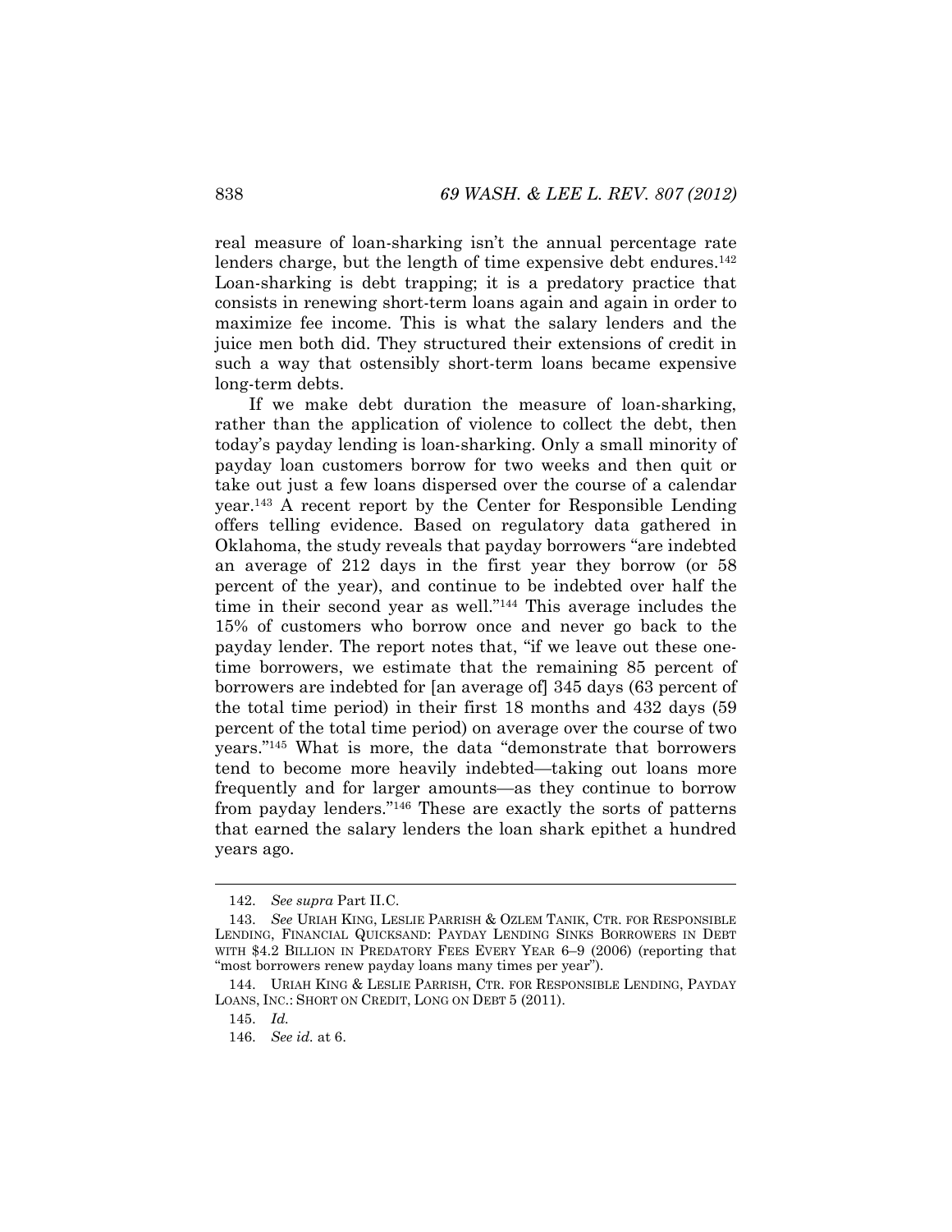real measure of loan-sharking isn't the annual percentage rate lenders charge, but the length of time expensive debt endures.[142] Loan-sharking is debt trapping; it is a predatory practice that consists in renewing short-term loans again and again in order to maximize fee income. This is what the salary lenders and the juice men both did. They structured their extensions of credit in such a way that ostensibly short-term loans became expensive long-term debts.

If we make debt duration the measure of loan-sharking, rather than the application of violence to collect the debt, then today's payday lending is loan-sharking. Only a small minority of payday loan customers borrow for two weeks and then quit or take out just a few loans dispersed over the course of a calendar year.[143] A recent report by the Center for Responsible Lending offers telling evidence. Based on regulatory data gathered in Oklahoma, the study reveals that payday borrowers "are indebted an average of 212 days in the first year they borrow (or 58 percent of the year), and continue to be indebted over half the time in their second year as well."[144] This average includes the 15% of customers who borrow once and never go back to the payday lender. The report notes that, "if we leave out these one-time borrowers, we estimate that the remaining 85 percent of borrowers are indebted for [an average of] 345 days (63 percent of the total time period) in their first 18 months and 432 days (59 percent of the total time period) on average over the course of two years."[145] What is more, the data "demonstrate that borrowers tend to become more heavily indebted—taking out loans more frequently and for larger amounts—as they continue to borrow from payday lenders."[146] These are exactly the sorts of patterns that earned the salary lenders the loan shark epithet a hundred years ago.

---

142. *See supra* Part II.C.

143. *See* URIAH KING, LESLIE PARRISH & OZLEM TANIK, CTR. FOR RESPONSIBLE LENDING, FINANCIAL QUICKSAND: PAYDAY LENDING SINKS BORROWERS IN DEBT WITH $4.2 BILLION IN PREDATORY FEES EVERY YEAR 6–9 (2006) (reporting that "most borrowers renew payday loans many times per year").

144. URIAH KING & LESLIE PARRISH, CTR. FOR RESPONSIBLE LENDING, PAYDAY LOANS, INC.: SHORT ON CREDIT, LONG ON DEBT 5 (2011).

145. *Id.*

146. *See id.* at 6.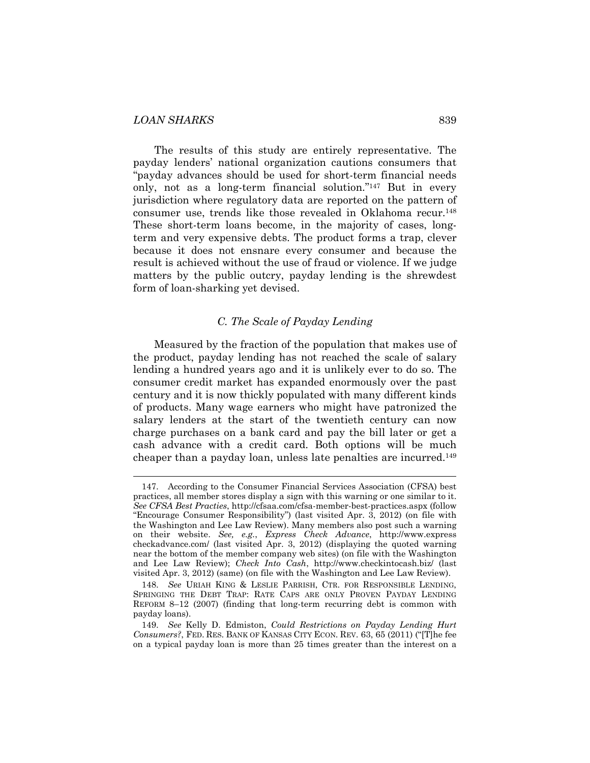The results of this study are entirely representative. The payday lenders' national organization cautions consumers that "payday advances should be used for short-term financial needs only, not as a long-term financial solution."[147] But in every jurisdiction where regulatory data are reported on the pattern of consumer use, trends like those revealed in Oklahoma recur.[148] These short-term loans become, in the majority of cases, long-term and very expensive debts. The product forms a trap, clever because it does not ensnare every consumer and because the result is achieved without the use of fraud or violence. If we judge matters by the public outcry, payday lending is the shrewdest form of loan-sharking yet devised.

### *C. The Scale of Payday Lending*

Measured by the fraction of the population that makes use of the product, payday lending has not reached the scale of salary lending a hundred years ago and it is unlikely ever to do so. The consumer credit market has expanded enormously over the past century and it is now thickly populated with many different kinds of products. Many wage earners who might have patronized the salary lenders at the start of the twentieth century can now charge purchases on a bank card and pay the bill later or get a cash advance with a credit card. Both options will be much cheaper than a payday loan, unless late penalties are incurred.[149]

---

147. According to the Consumer Financial Services Association (CFSA) best practices, all member stores display a sign with this warning or one similar to it. *See CFSA Best Practies*, http://cfsaa.com/cfsa-member-best-practices.aspx (follow "Encourage Consumer Responsibility") (last visited Apr. 3, 2012) (on file with the Washington and Lee Law Review). Many members also post such a warning on their website. *See, e.g.*, *Express Check Advance*, http://www.expresscheckadvance.com/ (last visited Apr. 3, 2012) (displaying the quoted warning near the bottom of the member company web sites) (on file with the Washington and Lee Law Review); *Check Into Cash*, http://www.checkintocash.biz/ (last visited Apr. 3, 2012) (same) (on file with the Washington and Lee Law Review).

148. *See* URIAH KING & LESLIE PARRISH, CTR. FOR RESPONSIBLE LENDING, SPRINGING THE DEBT TRAP: RATE CAPS ARE ONLY PROVEN PAYDAY LENDING REFORM 8–12 (2007) (finding that long-term recurring debt is common with payday loans).

149. *See* Kelly D. Edmiston, *Could Restrictions on Payday Lending Hurt Consumers?*, FED. RES. BANK OF KANSAS CITY ECON. REV. 63, 65 (2011) ("[T]he fee on a typical payday loan is more than 25 times greater than the interest on a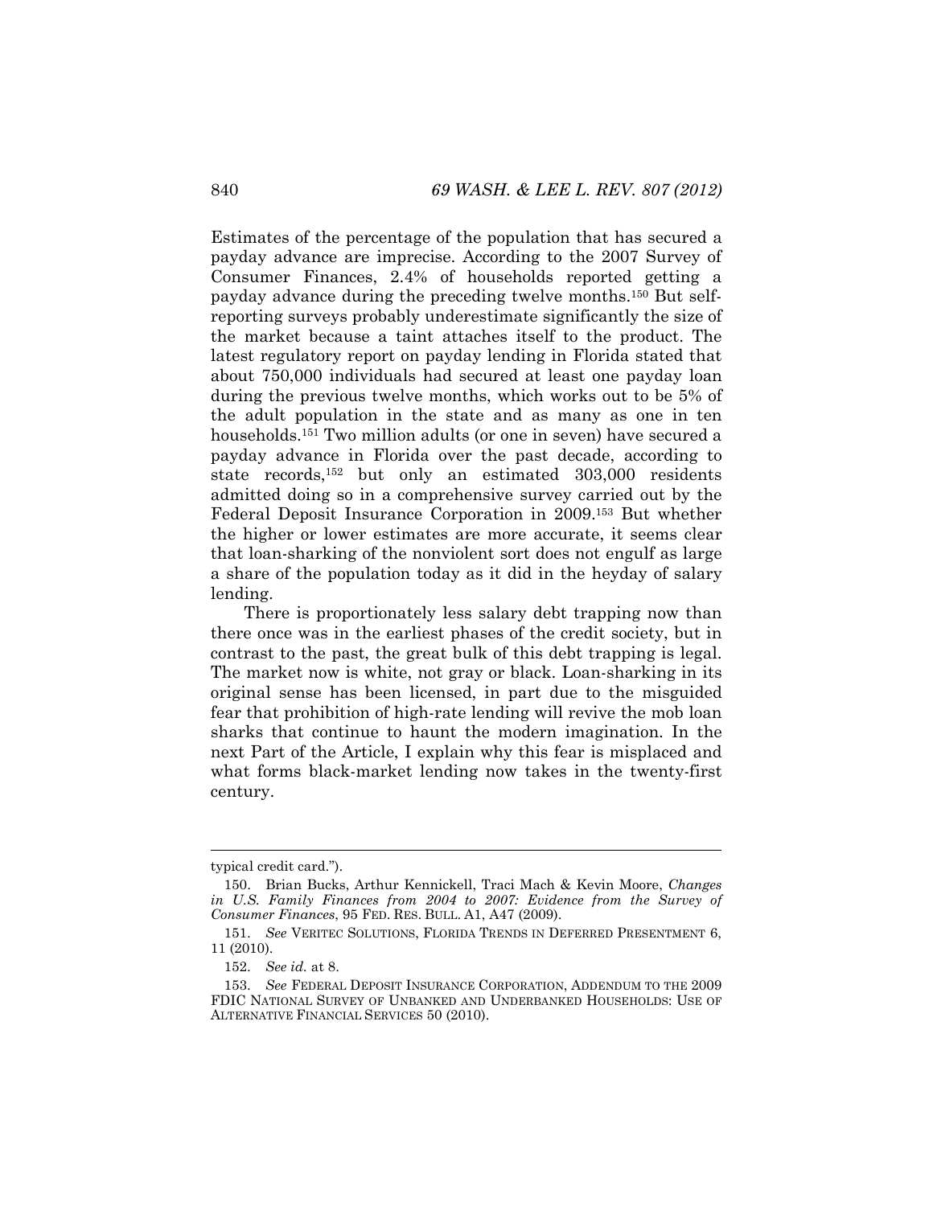Estimates of the percentage of the population that has secured a payday advance are imprecise. According to the 2007 Survey of Consumer Finances, 2.4% of households reported getting a payday advance during the preceding twelve months.[150] But self-reporting surveys probably underestimate significantly the size of the market because a taint attaches itself to the product. The latest regulatory report on payday lending in Florida stated that about 750,000 individuals had secured at least one payday loan during the previous twelve months, which works out to be 5% of the adult population in the state and as many as one in ten households.[151] Two million adults (or one in seven) have secured a payday advance in Florida over the past decade, according to state records,[152] but only an estimated 303,000 residents admitted doing so in a comprehensive survey carried out by the Federal Deposit Insurance Corporation in 2009.[153] But whether the higher or lower estimates are more accurate, it seems clear that loan-sharking of the nonviolent sort does not engulf as large a share of the population today as it did in the heyday of salary lending.

There is proportionately less salary debt trapping now than there once was in the earliest phases of the credit society, but in contrast to the past, the great bulk of this debt trapping is legal. The market now is white, not gray or black. Loan-sharking in its original sense has been licensed, in part due to the misguided fear that prohibition of high-rate lending will revive the mob loan sharks that continue to haunt the modern imagination. In the next Part of the Article, I explain why this fear is misplaced and what forms black-market lending now takes in the twenty-first century.

---

typical credit card.").

150. Brian Bucks, Arthur Kennickell, Traci Mach & Kevin Moore, *Changes in U.S. Family Finances from 2004 to 2007: Evidence from the Survey of Consumer Finances*, 95 FED. RES. BULL. A1, A47 (2009).

151. *See* VERITEC SOLUTIONS, FLORIDA TRENDS IN DEFERRED PRESENTMENT 6, 11 (2010).

152. *See id.* at 8.

153. *See* FEDERAL DEPOSIT INSURANCE CORPORATION, ADDENDUM TO THE 2009 FDIC NATIONAL SURVEY OF UNBANKED AND UNDERBANKED HOUSEHOLDS: USE OF ALTERNATIVE FINANCIAL SERVICES 50 (2010).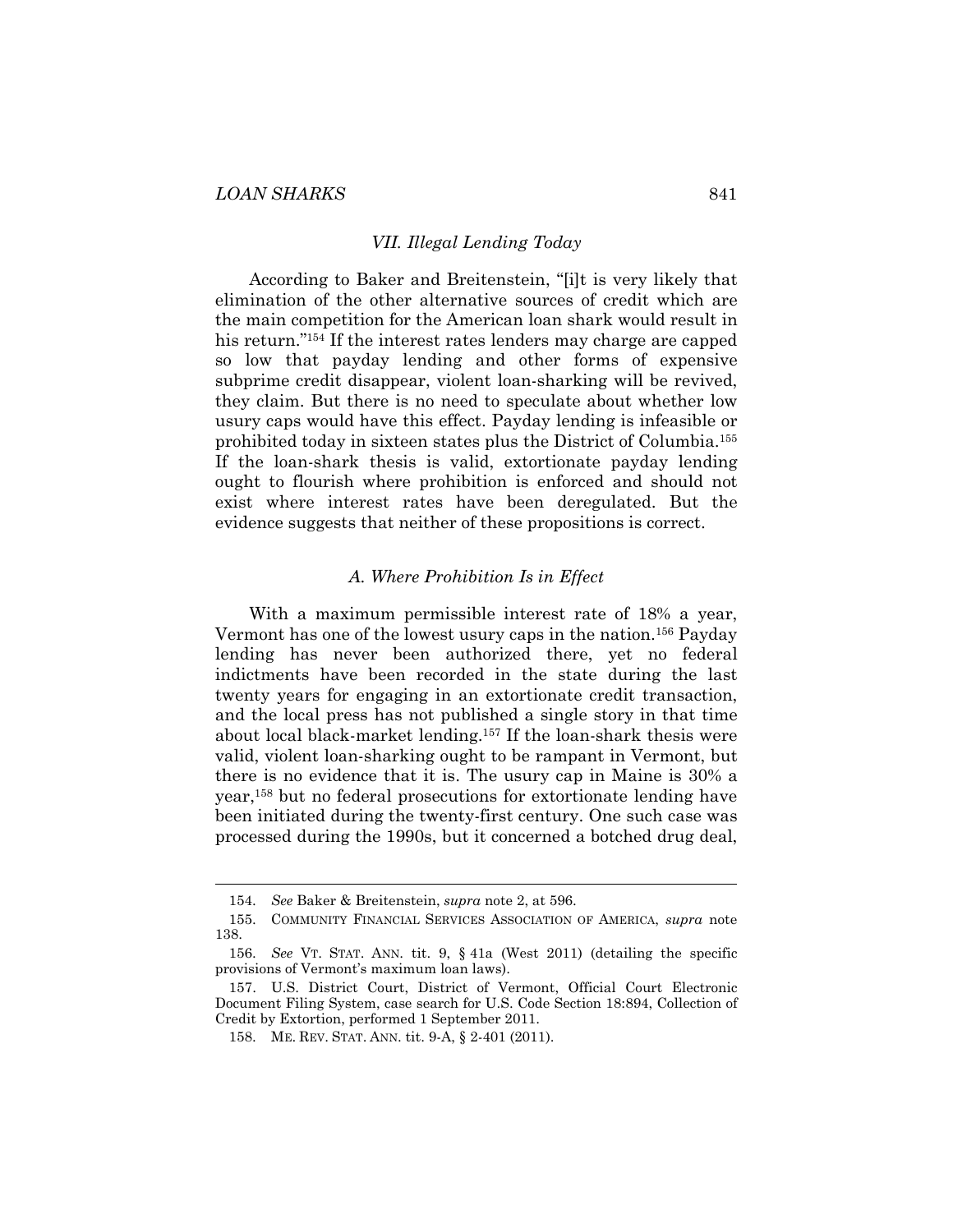## *VII. Illegal Lending Today*

According to Baker and Breitenstein, "[i]t is very likely that elimination of the other alternative sources of credit which are the main competition for the American loan shark would result in his return."[154] If the interest rates lenders may charge are capped so low that payday lending and other forms of expensive subprime credit disappear, violent loan-sharking will be revived, they claim. But there is no need to speculate about whether low usury caps would have this effect. Payday lending is infeasible or prohibited today in sixteen states plus the District of Columbia.[155] If the loan-shark thesis is valid, extortionate payday lending ought to flourish where prohibition is enforced and should not exist where interest rates have been deregulated. But the evidence suggests that neither of these propositions is correct.

### *A. Where Prohibition Is in Effect*

With a maximum permissible interest rate of 18% a year, Vermont has one of the lowest usury caps in the nation.[156] Payday lending has never been authorized there, yet no federal indictments have been recorded in the state during the last twenty years for engaging in an extortionate credit transaction, and the local press has not published a single story in that time about local black-market lending.[157] If the loan-shark thesis were valid, violent loan-sharking ought to be rampant in Vermont, but there is no evidence that it is. The usury cap in Maine is 30% a year,[158] but no federal prosecutions for extortionate lending have been initiated during the twenty-first century. One such case was processed during the 1990s, but it concerned a botched drug deal,

---

154. *See* Baker & Breitenstein, *supra* note 2, at 596.

155. COMMUNITY FINANCIAL SERVICES ASSOCIATION OF AMERICA, *supra* note 138.

156. *See* VT. STAT. ANN. tit. 9, § 41a (West 2011) (detailing the specific provisions of Vermont's maximum loan laws).

157. U.S. District Court, District of Vermont, Official Court Electronic Document Filing System, case search for U.S. Code Section 18:894, Collection of Credit by Extortion, performed 1 September 2011.

158. ME. REV. STAT. ANN. tit. 9-A, § 2-401 (2011).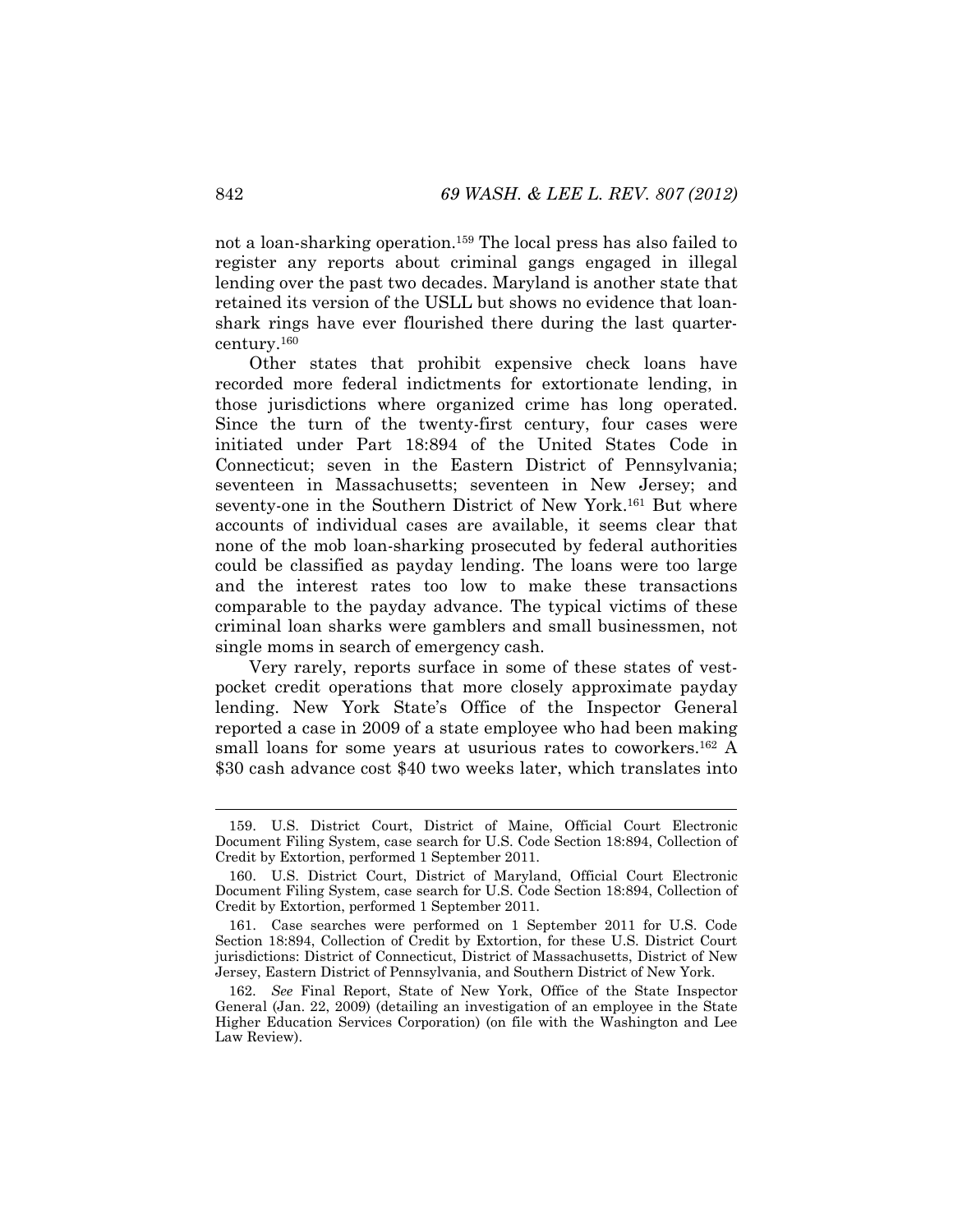not a loan-sharking operation.[159] The local press has also failed to register any reports about criminal gangs engaged in illegal lending over the past two decades. Maryland is another state that retained its version of the USLL but shows no evidence that loan-shark rings have ever flourished there during the last quarter-century.[160]

Other states that prohibit expensive check loans have recorded more federal indictments for extortionate lending, in those jurisdictions where organized crime has long operated. Since the turn of the twenty-first century, four cases were initiated under Part 18:894 of the United States Code in Connecticut; seven in the Eastern District of Pennsylvania; seventeen in Massachusetts; seventeen in New Jersey; and seventy-one in the Southern District of New York.[161] But where accounts of individual cases are available, it seems clear that none of the mob loan-sharking prosecuted by federal authorities could be classified as payday lending. The loans were too large and the interest rates too low to make these transactions comparable to the payday advance. The typical victims of these criminal loan sharks were gamblers and small businessmen, not single moms in search of emergency cash.

Very rarely, reports surface in some of these states of vest-pocket credit operations that more closely approximate payday lending. New York State's Office of the Inspector General reported a case in 2009 of a state employee who had been making small loans for some years at usurious rates to coworkers.[162] A $30 cash advance cost $40 two weeks later, which translates into

---

159. U.S. District Court, District of Maine, Official Court Electronic Document Filing System, case search for U.S. Code Section 18:894, Collection of Credit by Extortion, performed 1 September 2011.

160. U.S. District Court, District of Maryland, Official Court Electronic Document Filing System, case search for U.S. Code Section 18:894, Collection of Credit by Extortion, performed 1 September 2011.

161. Case searches were performed on 1 September 2011 for U.S. Code Section 18:894, Collection of Credit by Extortion, for these U.S. District Court jurisdictions: District of Connecticut, District of Massachusetts, District of New Jersey, Eastern District of Pennsylvania, and Southern District of New York.

162. *See* Final Report, State of New York, Office of the State Inspector General (Jan. 22, 2009) (detailing an investigation of an employee in the State Higher Education Services Corporation) (on file with the Washington and Lee Law Review).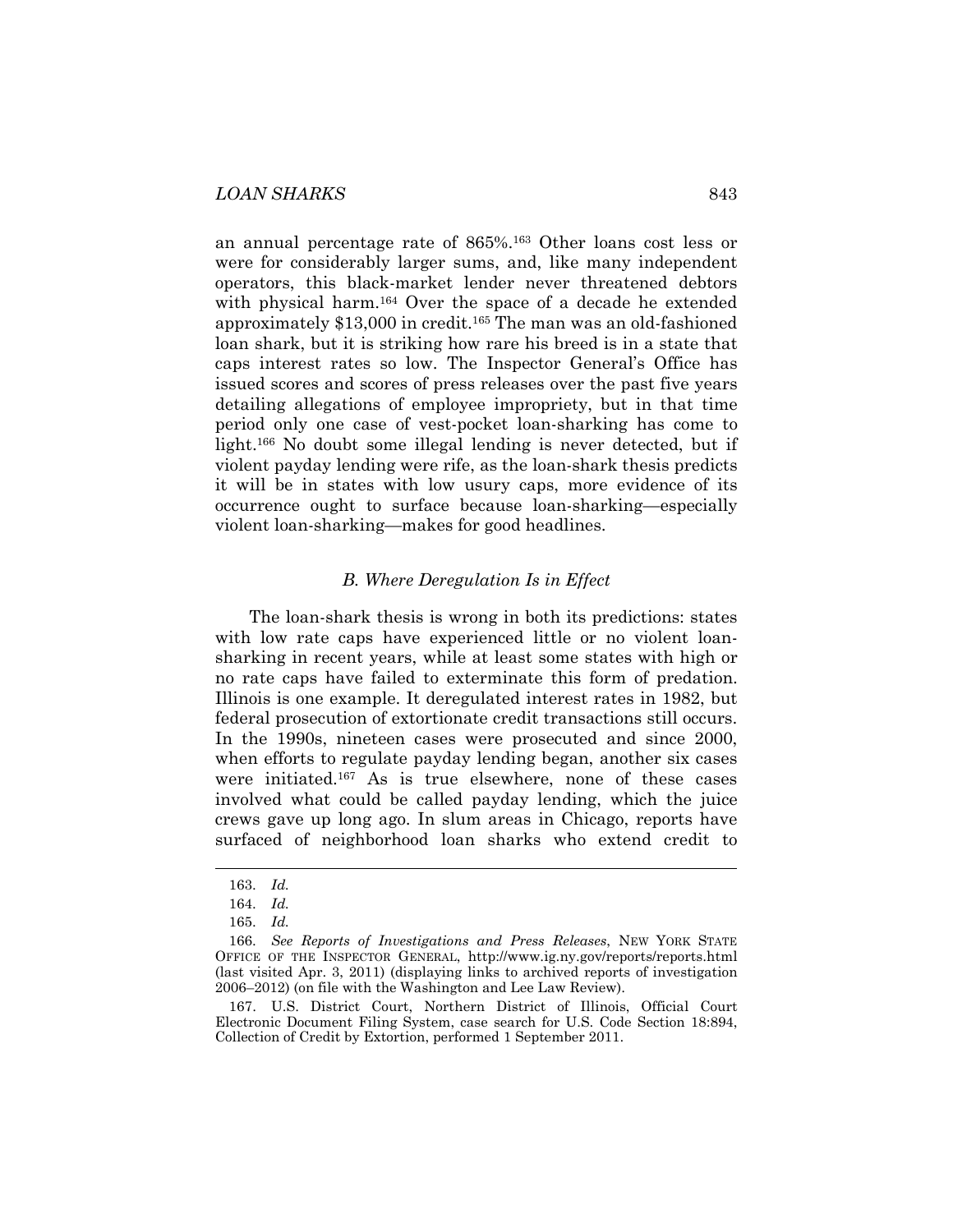an annual percentage rate of 865%.[163] Other loans cost less or were for considerably larger sums, and, like many independent operators, this black-market lender never threatened debtors with physical harm.[164] Over the space of a decade he extended approximately $13,000 in credit.[165] The man was an old-fashioned loan shark, but it is striking how rare his breed is in a state that caps interest rates so low. The Inspector General's Office has issued scores and scores of press releases over the past five years detailing allegations of employee impropriety, but in that time period only one case of vest-pocket loan-sharking has come to light.[166] No doubt some illegal lending is never detected, but if violent payday lending were rife, as the loan-shark thesis predicts it will be in states with low usury caps, more evidence of its occurrence ought to surface because loan-sharking—especially violent loan-sharking—makes for good headlines.

### *B. Where Deregulation Is in Effect*

The loan-shark thesis is wrong in both its predictions: states with low rate caps have experienced little or no violent loan-sharking in recent years, while at least some states with high or no rate caps have failed to exterminate this form of predation. Illinois is one example. It deregulated interest rates in 1982, but federal prosecution of extortionate credit transactions still occurs. In the 1990s, nineteen cases were prosecuted and since 2000, when efforts to regulate payday lending began, another six cases were initiated.[167] As is true elsewhere, none of these cases involved what could be called payday lending, which the juice crews gave up long ago. In slum areas in Chicago, reports have surfaced of neighborhood loan sharks who extend credit to

---

163. *Id.*

164. *Id.*

165. *Id.*

166. *See Reports of Investigations and Press Releases*, NEW YORK STATE OFFICE OF THE INSPECTOR GENERAL, http://www.ig.ny.gov/reports/reports.html (last visited Apr. 3, 2011) (displaying links to archived reports of investigation 2006–2012) (on file with the Washington and Lee Law Review).

167. U.S. District Court, Northern District of Illinois, Official Court Electronic Document Filing System, case search for U.S. Code Section 18:894, Collection of Credit by Extortion, performed 1 September 2011.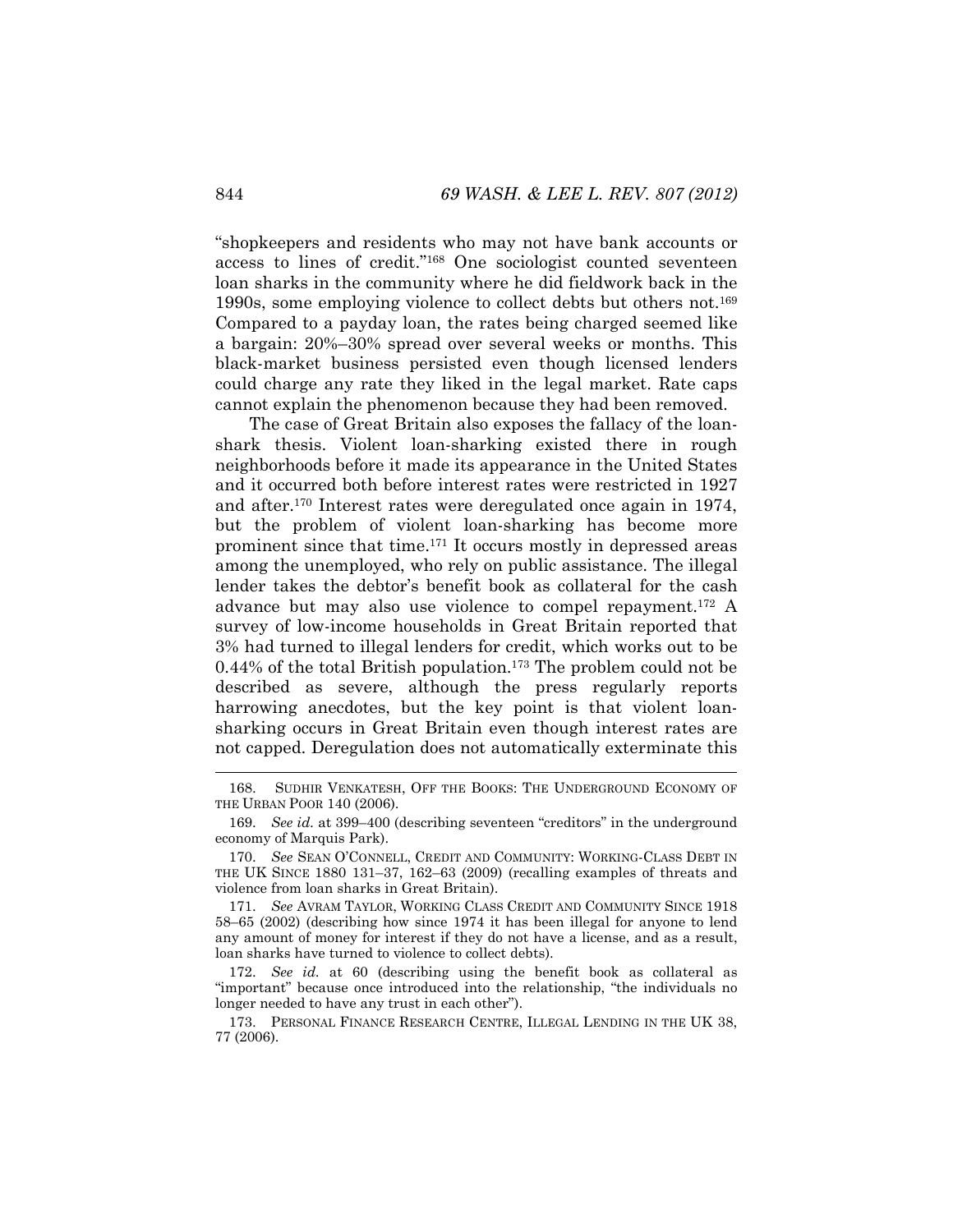"shopkeepers and residents who may not have bank accounts or access to lines of credit."[168] One sociologist counted seventeen loan sharks in the community where he did fieldwork back in the 1990s, some employing violence to collect debts but others not.[169] Compared to a payday loan, the rates being charged seemed like a bargain: 20%–30% spread over several weeks or months. This black-market business persisted even though licensed lenders could charge any rate they liked in the legal market. Rate caps cannot explain the phenomenon because they had been removed.

The case of Great Britain also exposes the fallacy of the loan-shark thesis. Violent loan-sharking existed there in rough neighborhoods before it made its appearance in the United States and it occurred both before interest rates were restricted in 1927 and after.[170] Interest rates were deregulated once again in 1974, but the problem of violent loan-sharking has become more prominent since that time.[171] It occurs mostly in depressed areas among the unemployed, who rely on public assistance. The illegal lender takes the debtor's benefit book as collateral for the cash advance but may also use violence to compel repayment.[172] A survey of low-income households in Great Britain reported that 3% had turned to illegal lenders for credit, which works out to be 0.44% of the total British population.[173] The problem could not be described as severe, although the press regularly reports harrowing anecdotes, but the key point is that violent loan-sharking occurs in Great Britain even though interest rates are not capped. Deregulation does not automatically exterminate this

---

168. SUDHIR VENKATESH, OFF THE BOOKS: THE UNDERGROUND ECONOMY OF THE URBAN POOR 140 (2006).

169. *See id.* at 399–400 (describing seventeen "creditors" in the underground economy of Marquis Park).

170. *See* SEAN O'CONNELL, CREDIT AND COMMUNITY: WORKING-CLASS DEBT IN THE UK SINCE 1880 131–37, 162–63 (2009) (recalling examples of threats and violence from loan sharks in Great Britain).

171. *See* AVRAM TAYLOR, WORKING CLASS CREDIT AND COMMUNITY SINCE 1918 58–65 (2002) (describing how since 1974 it has been illegal for anyone to lend any amount of money for interest if they do not have a license, and as a result, loan sharks have turned to violence to collect debts).

172. *See id.* at 60 (describing using the benefit book as collateral as "important" because once introduced into the relationship, "the individuals no longer needed to have any trust in each other").

173. PERSONAL FINANCE RESEARCH CENTRE, ILLEGAL LENDING IN THE UK 38, 77 (2006).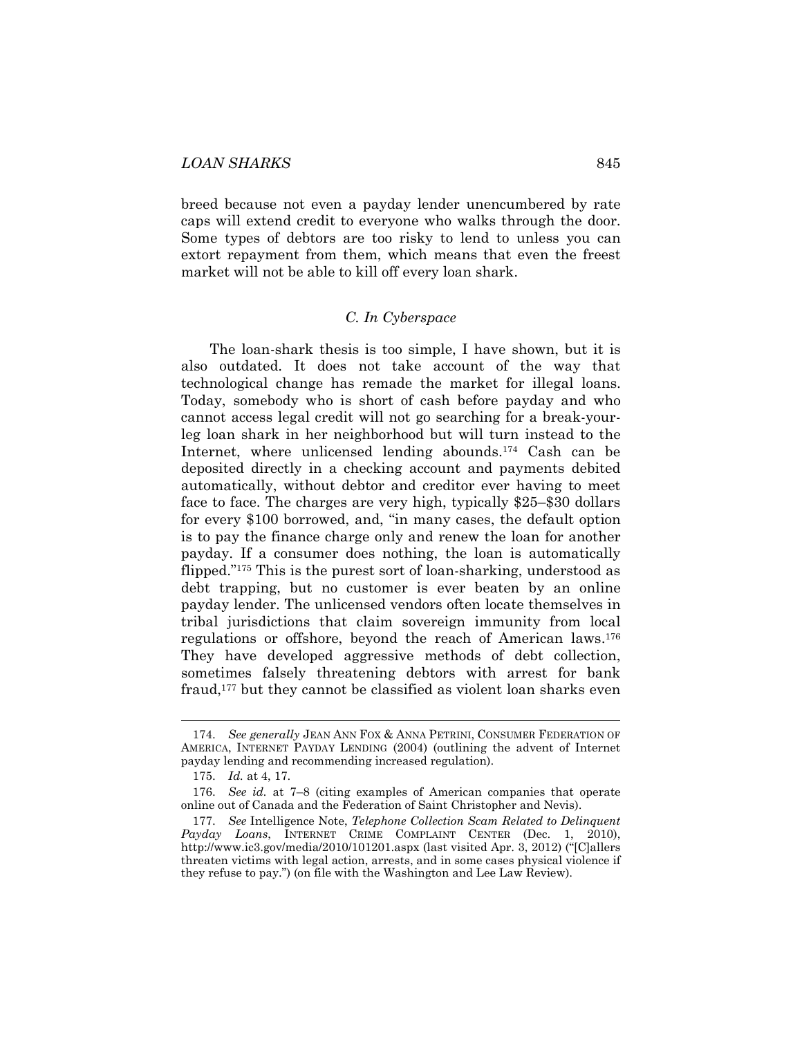breed because not even a payday lender unencumbered by rate caps will extend credit to everyone who walks through the door. Some types of debtors are too risky to lend to unless you can extort repayment from them, which means that even the freest market will not be able to kill off every loan shark.

### *C. In Cyberspace*

The loan-shark thesis is too simple, I have shown, but it is also outdated. It does not take account of the way that technological change has remade the market for illegal loans. Today, somebody who is short of cash before payday and who cannot access legal credit will not go searching for a break-your-leg loan shark in her neighborhood but will turn instead to the Internet, where unlicensed lending abounds.[174] Cash can be deposited directly in a checking account and payments debited automatically, without debtor and creditor ever having to meet face to face. The charges are very high, typically $25–$30 dollars for every $100 borrowed, and, "in many cases, the default option is to pay the finance charge only and renew the loan for another payday. If a consumer does nothing, the loan is automatically flipped."[175] This is the purest sort of loan-sharking, understood as debt trapping, but no customer is ever beaten by an online payday lender. The unlicensed vendors often locate themselves in tribal jurisdictions that claim sovereign immunity from local regulations or offshore, beyond the reach of American laws.[176] They have developed aggressive methods of debt collection, sometimes falsely threatening debtors with arrest for bank fraud,[177] but they cannot be classified as violent loan sharks even

---

174. *See generally* JEAN ANN FOX & ANNA PETRINI, CONSUMER FEDERATION OF AMERICA, INTERNET PAYDAY LENDING (2004) (outlining the advent of Internet payday lending and recommending increased regulation).

175. *Id.* at 4, 17.

176. *See id.* at 7–8 (citing examples of American companies that operate online out of Canada and the Federation of Saint Christopher and Nevis).

177. *See* Intelligence Note, *Telephone Collection Scam Related to Delinquent Payday Loans*, INTERNET CRIME COMPLAINT CENTER (Dec. 1, 2010), http://www.ic3.gov/media/2010/101201.aspx (last visited Apr. 3, 2012) ("[C]allers threaten victims with legal action, arrests, and in some cases physical violence if they refuse to pay.") (on file with the Washington and Lee Law Review).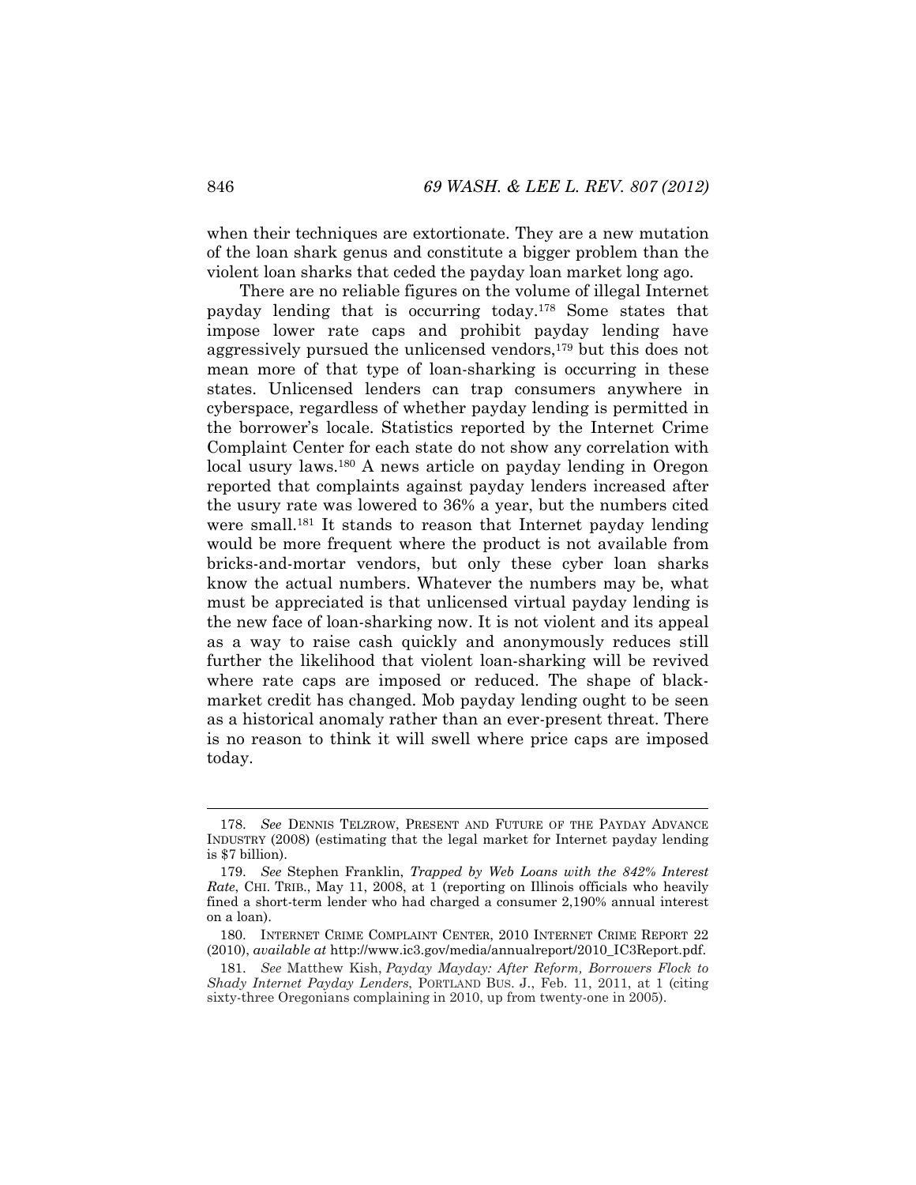when their techniques are extortionate. They are a new mutation of the loan shark genus and constitute a bigger problem than the violent loan sharks that ceded the payday loan market long ago.

There are no reliable figures on the volume of illegal Internet payday lending that is occurring today.[178] Some states that impose lower rate caps and prohibit payday lending have aggressively pursued the unlicensed vendors,[179] but this does not mean more of that type of loan-sharking is occurring in these states. Unlicensed lenders can trap consumers anywhere in cyberspace, regardless of whether payday lending is permitted in the borrower's locale. Statistics reported by the Internet Crime Complaint Center for each state do not show any correlation with local usury laws.[180] A news article on payday lending in Oregon reported that complaints against payday lenders increased after the usury rate was lowered to 36% a year, but the numbers cited were small.[181] It stands to reason that Internet payday lending would be more frequent where the product is not available from bricks-and-mortar vendors, but only these cyber loan sharks know the actual numbers. Whatever the numbers may be, what must be appreciated is that unlicensed virtual payday lending is the new face of loan-sharking now. It is not violent and its appeal as a way to raise cash quickly and anonymously reduces still further the likelihood that violent loan-sharking will be revived where rate caps are imposed or reduced. The shape of black-market credit has changed. Mob payday lending ought to be seen as a historical anomaly rather than an ever-present threat. There is no reason to think it will swell where price caps are imposed today.

---

178. *See* DENNIS TELZROW, PRESENT AND FUTURE OF THE PAYDAY ADVANCE INDUSTRY (2008) (estimating that the legal market for Internet payday lending is $7 billion).

179. *See* Stephen Franklin, *Trapped by Web Loans with the 842% Interest Rate*, CHI. TRIB., May 11, 2008, at 1 (reporting on Illinois officials who heavily fined a short-term lender who had charged a consumer 2,190% annual interest on a loan).

180. INTERNET CRIME COMPLAINT CENTER, 2010 INTERNET CRIME REPORT 22 (2010), *available at* http://www.ic3.gov/media/annualreport/2010_IC3Report.pdf.

181. *See* Matthew Kish, *Payday Mayday: After Reform, Borrowers Flock to Shady Internet Payday Lenders*, PORTLAND BUS. J., Feb. 11, 2011, at 1 (citing sixty-three Oregonians complaining in 2010, up from twenty-one in 2005).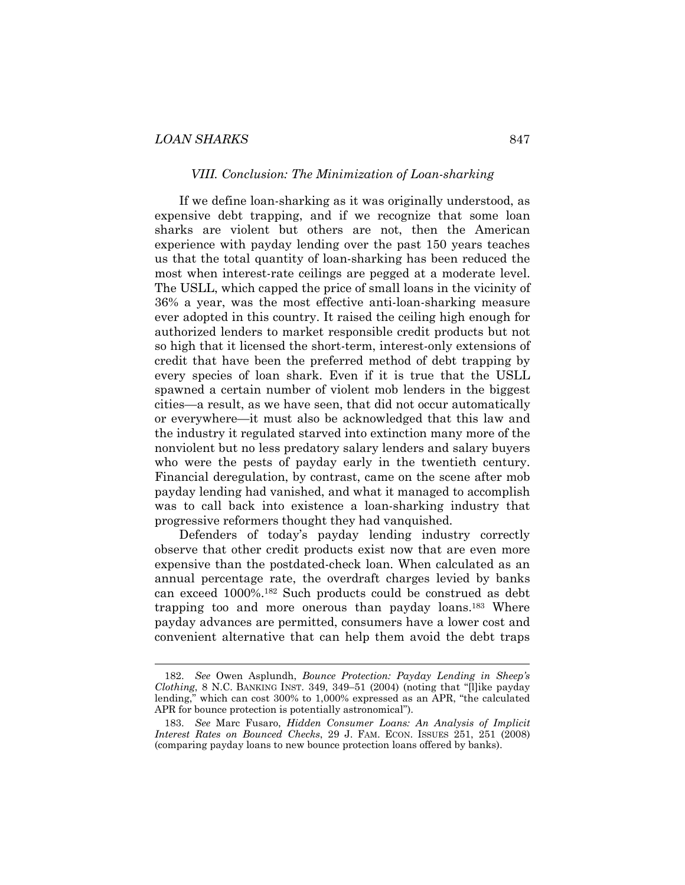### *VIII. Conclusion: The Minimization of Loan-sharking*

If we define loan-sharking as it was originally understood, as expensive debt trapping, and if we recognize that some loan sharks are violent but others are not, then the American experience with payday lending over the past 150 years teaches us that the total quantity of loan-sharking has been reduced the most when interest-rate ceilings are pegged at a moderate level. The USLL, which capped the price of small loans in the vicinity of 36% a year, was the most effective anti-loan-sharking measure ever adopted in this country. It raised the ceiling high enough for authorized lenders to market responsible credit products but not so high that it licensed the short-term, interest-only extensions of credit that have been the preferred method of debt trapping by every species of loan shark. Even if it is true that the USLL spawned a certain number of violent mob lenders in the biggest cities—a result, as we have seen, that did not occur automatically or everywhere—it must also be acknowledged that this law and the industry it regulated starved into extinction many more of the nonviolent but no less predatory salary lenders and salary buyers who were the pests of payday early in the twentieth century. Financial deregulation, by contrast, came on the scene after mob payday lending had vanished, and what it managed to accomplish was to call back into existence a loan-sharking industry that progressive reformers thought they had vanquished.

Defenders of today's payday lending industry correctly observe that other credit products exist now that are even more expensive than the postdated-check loan. When calculated as an annual percentage rate, the overdraft charges levied by banks can exceed 1000%.[182] Such products could be construed as debt trapping too and more onerous than payday loans.[183] Where payday advances are permitted, consumers have a lower cost and convenient alternative that can help them avoid the debt traps

---

182. *See* Owen Asplundh, *Bounce Protection: Payday Lending in Sheep's Clothing*, 8 N.C. BANKING INST. 349, 349–51 (2004) (noting that "[l]ike payday lending," which can cost 300% to 1,000% expressed as an APR, "the calculated APR for bounce protection is potentially astronomical").

183. *See* Marc Fusaro, *Hidden Consumer Loans: An Analysis of Implicit Interest Rates on Bounced Checks*, 29 J. FAM. ECON. ISSUES 251, 251 (2008) (comparing payday loans to new bounce protection loans offered by banks).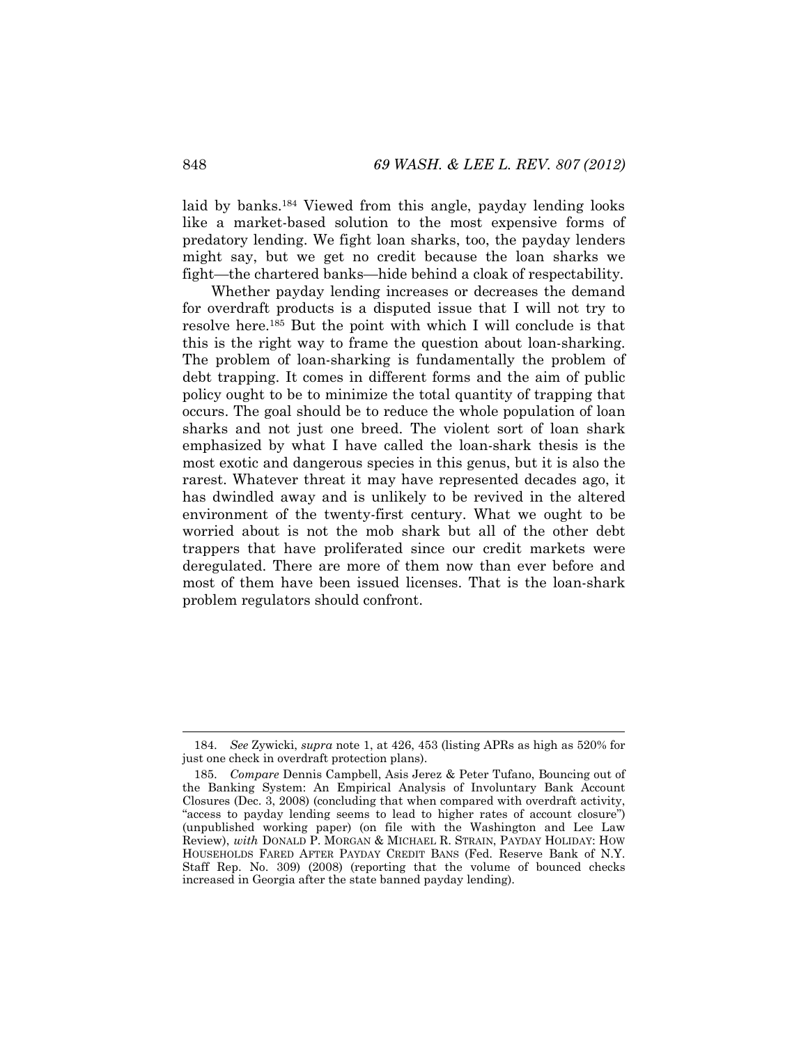laid by banks.[184] Viewed from this angle, payday lending looks like a market-based solution to the most expensive forms of predatory lending. We fight loan sharks, too, the payday lenders might say, but we get no credit because the loan sharks we fight—the chartered banks—hide behind a cloak of respectability.

Whether payday lending increases or decreases the demand for overdraft products is a disputed issue that I will not try to resolve here.[185] But the point with which I will conclude is that this is the right way to frame the question about loan-sharking. The problem of loan-sharking is fundamentally the problem of debt trapping. It comes in different forms and the aim of public policy ought to be to minimize the total quantity of trapping that occurs. The goal should be to reduce the whole population of loan sharks and not just one breed. The violent sort of loan shark emphasized by what I have called the loan-shark thesis is the most exotic and dangerous species in this genus, but it is also the rarest. Whatever threat it may have represented decades ago, it has dwindled away and is unlikely to be revived in the altered environment of the twenty-first century. What we ought to be worried about is not the mob shark but all of the other debt trappers that have proliferated since our credit markets were deregulated. There are more of them now than ever before and most of them have been issued licenses. That is the loan-shark problem regulators should confront.

---

184. *See* Zywicki, *supra* note 1, at 426, 453 (listing APRs as high as 520% for just one check in overdraft protection plans).

185. *Compare* Dennis Campbell, Asis Jerez & Peter Tufano, Bouncing out of the Banking System: An Empirical Analysis of Involuntary Bank Account Closures (Dec. 3, 2008) (concluding that when compared with overdraft activity, "access to payday lending seems to lead to higher rates of account closure") (unpublished working paper) (on file with the Washington and Lee Law Review), *with* DONALD P. MORGAN & MICHAEL R. STRAIN, PAYDAY HOLIDAY: HOW HOUSEHOLDS FARED AFTER PAYDAY CREDIT BANS (Fed. Reserve Bank of N.Y. Staff Rep. No. 309) (2008) (reporting that the volume of bounced checks increased in Georgia after the state banned payday lending).